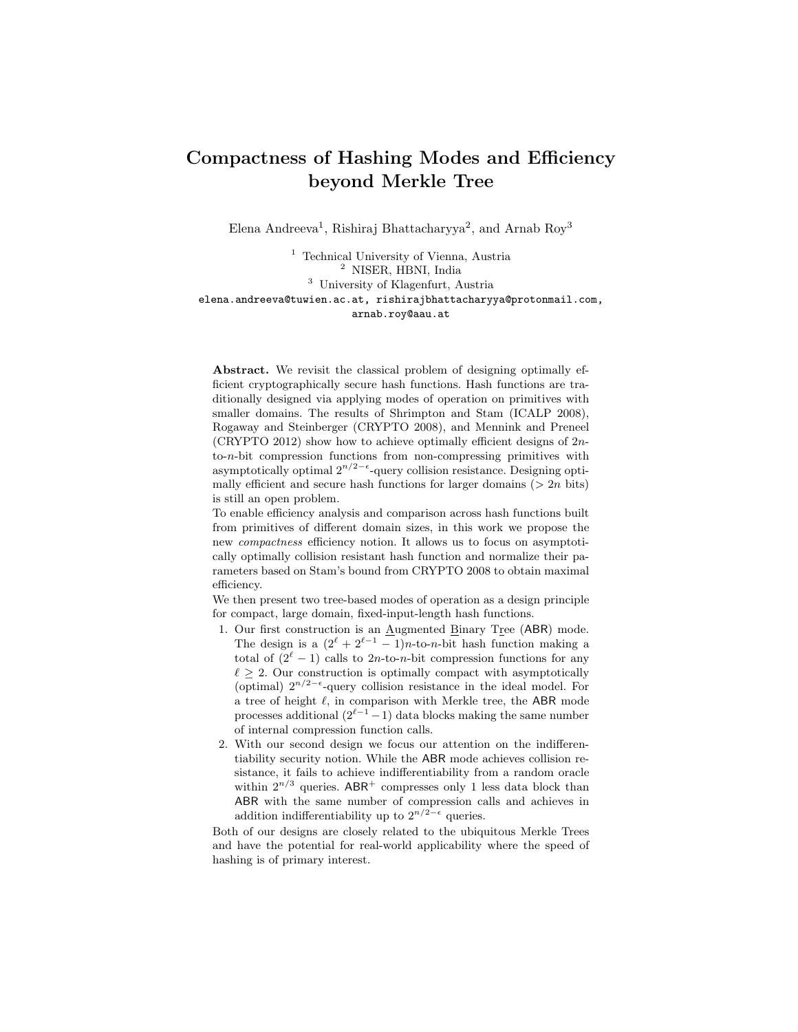# Compactness of Hashing Modes and Efficiency beyond Merkle Tree

Elena Andreeva[1], Rishiraj Bhattacharyya[2], and Arnab Roy[3]

[1] Technical University of Vienna, Austria
[2] NISER, HBNI, India
[3] University of Klagenfurt, Austria

elena.andreeva@tuwien.ac.at, rishirajbhattacharyya@protonmail.com, arnab.roy@aau.at

**Abstract.** We revisit the classical problem of designing optimally efficient cryptographically secure hash functions. Hash functions are traditionally designed via applying modes of operation on primitives with smaller domains. The results of Shrimpton and Stam (ICALP 2008), Rogaway and Steinberger (CRYPTO 2008), and Mennink and Preneel (CRYPTO 2012) show how to achieve optimally efficient designs of $2n$-to-$n$-bit compression functions from non-compressing primitives with asymptotically optimal $2^{n/2-\epsilon}$-query collision resistance. Designing optimally efficient and secure hash functions for larger domains ($> 2n$ bits) is still an open problem.

To enable efficiency analysis and comparison across hash functions built from primitives of different domain sizes, in this work we propose the new *compactness* efficiency notion. It allows us to focus on asymptotically optimally collision resistant hash function and normalize their parameters based on Stam's bound from CRYPTO 2008 to obtain maximal efficiency.

We then present two tree-based modes of operation as a design principle for compact, large domain, fixed-input-length hash functions.

1. Our first construction is an <u>A</u>ugmented <u>B</u>inary T<u>r</u>ee (ABR) mode. The design is a $(2^{\ell} + 2^{\ell-1} - 1)n$-to-$n$-bit hash function making a total of $(2^{\ell} - 1)$ calls to $2n$-to-$n$-bit compression functions for any $\ell \geq 2$. Our construction is optimally compact with asymptotically (optimal) $2^{n/2-\epsilon}$-query collision resistance in the ideal model. For a tree of height $\ell$, in comparison with Merkle tree, the ABR mode processes additional $(2^{\ell-1} - 1)$ data blocks making the same number of internal compression function calls.
2. With our second design we focus our attention on the indifferentiability security notion. While the ABR mode achieves collision resistance, it fails to achieve indifferentiability from a random oracle within $2^{n/3}$ queries. $\mathsf{ABR}^{+}$ compresses only 1 less data block than ABR with the same number of compression calls and achieves in addition indifferentiability up to $2^{n/2-\epsilon}$ queries.

Both of our designs are closely related to the ubiquitous Merkle Trees and have the potential for real-world applicability where the speed of hashing is of primary interest.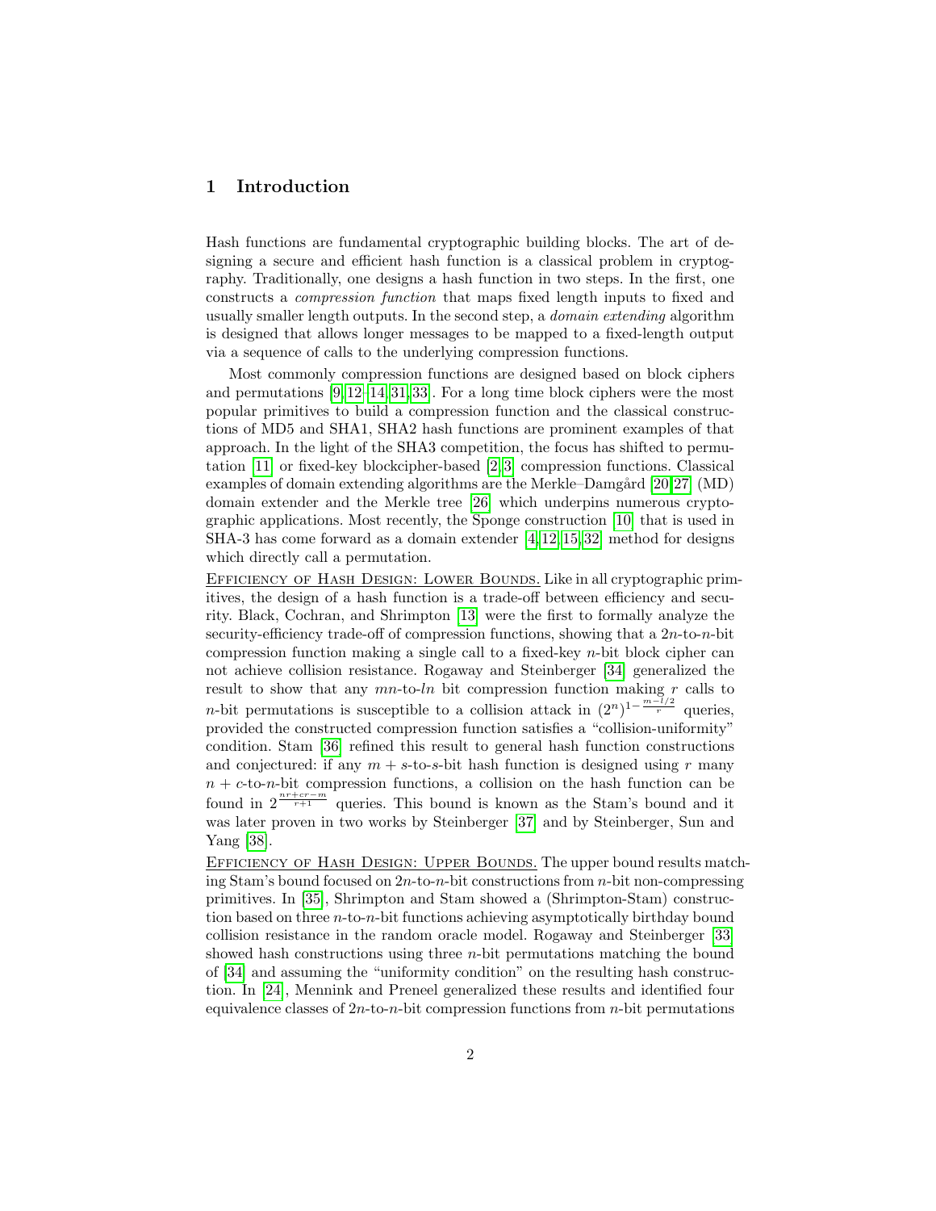## 1 Introduction

Hash functions are fundamental cryptographic building blocks. The art of designing a secure and efficient hash function is a classical problem in cryptography. Traditionally, one designs a hash function in two steps. In the first, one constructs a *compression function* that maps fixed length inputs to fixed and usually smaller length outputs. In the second step, a *domain extending* algorithm is designed that allows longer messages to be mapped to a fixed-length output via a sequence of calls to the underlying compression functions.

Most commonly compression functions are designed based on block ciphers and permutations [9,12–14,31,33]. For a long time block ciphers were the most popular primitives to build a compression function and the classical constructions of MD5 and SHA1, SHA2 hash functions are prominent examples of that approach. In the light of the SHA3 competition, the focus has shifted to permutation [11] or fixed-key blockcipher-based [2,3] compression functions. Classical examples of domain extending algorithms are the Merkle–Damgård [20,27] (MD) domain extender and the Merkle tree [26] which underpins numerous cryptographic applications. Most recently, the Sponge construction [10] that is used in SHA-3 has come forward as a domain extender [4,12,15,32] method for designs which directly call a permutation.

Efficiency of Hash Design: Lower Bounds. Like in all cryptographic primitives, the design of a hash function is a trade-off between efficiency and security. Black, Cochran, and Shrimpton [13] were the first to formally analyze the security-efficiency trade-off of compression functions, showing that a $2n$-to-$n$-bit compression function making a single call to a fixed-key $n$-bit block cipher can not achieve collision resistance. Rogaway and Steinberger [34] generalized the result to show that any $mn$-to-$ln$ bit compression function making $r$ calls to $n$-bit permutations is susceptible to a collision attack in $(2^n)^{1-\frac{m-l/2}{r}}$ queries, provided the constructed compression function satisfies a "collision-uniformity" condition. Stam [36] refined this result to general hash function constructions and conjectured: if any $m+s$-to-$s$-bit hash function is designed using $r$ many $n+c$-to-$n$-bit compression functions, a collision on the hash function can be found in $2^{\frac{nr+cr-m}{r+1}}$ queries. This bound is known as the Stam's bound and it was later proven in two works by Steinberger [37] and by Steinberger, Sun and Yang [38].

Efficiency of Hash Design: Upper Bounds. The upper bound results matching Stam's bound focused on $2n$-to-$n$-bit constructions from $n$-bit non-compressing primitives. In [35], Shrimpton and Stam showed a (Shrimpton-Stam) construction based on three $n$-to-$n$-bit functions achieving asymptotically birthday bound collision resistance in the random oracle model. Rogaway and Steinberger [33] showed hash constructions using three $n$-bit permutations matching the bound of [34] and assuming the "uniformity condition" on the resulting hash construction. In [24], Mennink and Preneel generalized these results and identified four equivalence classes of $2n$-to-$n$-bit compression functions from $n$-bit permutations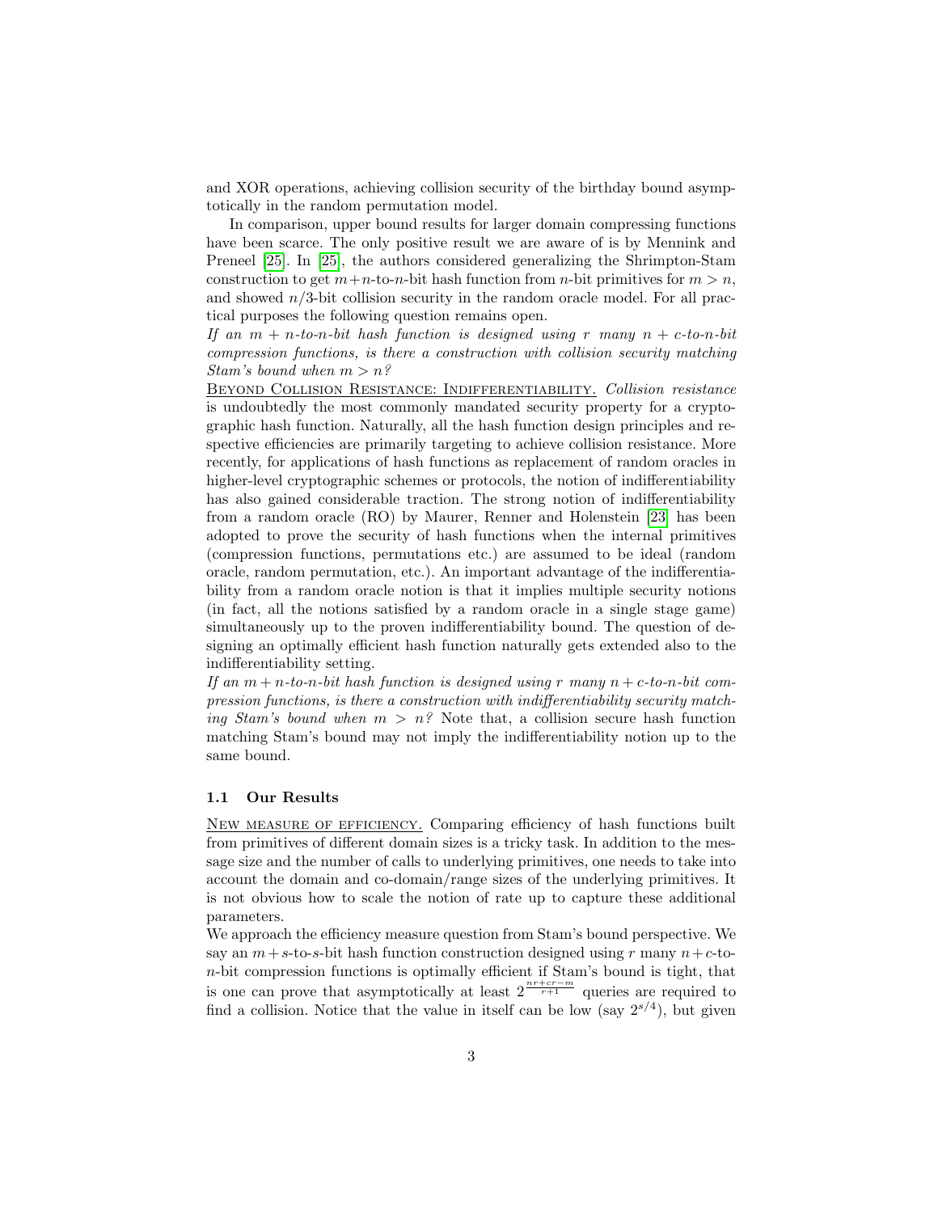and XOR operations, achieving collision security of the birthday bound asymptotically in the random permutation model.

In comparison, upper bound results for larger domain compressing functions have been scarce. The only positive result we are aware of is by Mennink and Preneel [25]. In [25], the authors considered generalizing the Shrimpton-Stam construction to get $m+n$-to-$n$-bit hash function from $n$-bit primitives for $m > n$, and showed $n/3$-bit collision security in the random oracle model. For all practical purposes the following question remains open.

*If an $m+n$-to-$n$-bit hash function is designed using $r$ many $n+c$-to-$n$-bit compression functions, is there a construction with collision security matching Stam's bound when $m > n$?*

<u>Beyond Collision Resistance: Indifferentiability.</u> *Collision resistance* is undoubtedly the most commonly mandated security property for a cryptographic hash function. Naturally, all the hash function design principles and respective efficiencies are primarily targeting to achieve collision resistance. More recently, for applications of hash functions as replacement of random oracles in higher-level cryptographic schemes or protocols, the notion of indifferentiability has also gained considerable traction. The strong notion of indifferentiability from a random oracle (RO) by Maurer, Renner and Holenstein [23] has been adopted to prove the security of hash functions when the internal primitives (compression functions, permutations etc.) are assumed to be ideal (random oracle, random permutation, etc.). An important advantage of the indifferentiability from a random oracle notion is that it implies multiple security notions (in fact, all the notions satisfied by a random oracle in a single stage game) simultaneously up to the proven indifferentiability bound. The question of designing an optimally efficient hash function naturally gets extended also to the indifferentiability setting.

*If an $m+n$-to-$n$-bit hash function is designed using $r$ many $n+c$-to-$n$-bit compression functions, is there a construction with indifferentiability security matching Stam's bound when $m > n$?* Note that, a collision secure hash function matching Stam's bound may not imply the indifferentiability notion up to the same bound.

### 1.1 Our Results

<u>New measure of efficiency.</u> Comparing efficiency of hash functions built from primitives of different domain sizes is a tricky task. In addition to the message size and the number of calls to underlying primitives, one needs to take into account the domain and co-domain/range sizes of the underlying primitives. It is not obvious how to scale the notion of rate up to capture these additional parameters.

We approach the efficiency measure question from Stam's bound perspective. We say an $m+s$-to-$s$-bit hash function construction designed using $r$ many $n+c$-to-$n$-bit compression functions is optimally efficient if Stam's bound is tight, that is one can prove that asymptotically at least $2^{\frac{nr+cr-m}{r+1}}$ queries are required to find a collision. Notice that the value in itself can be low (say $2^{s/4}$), but given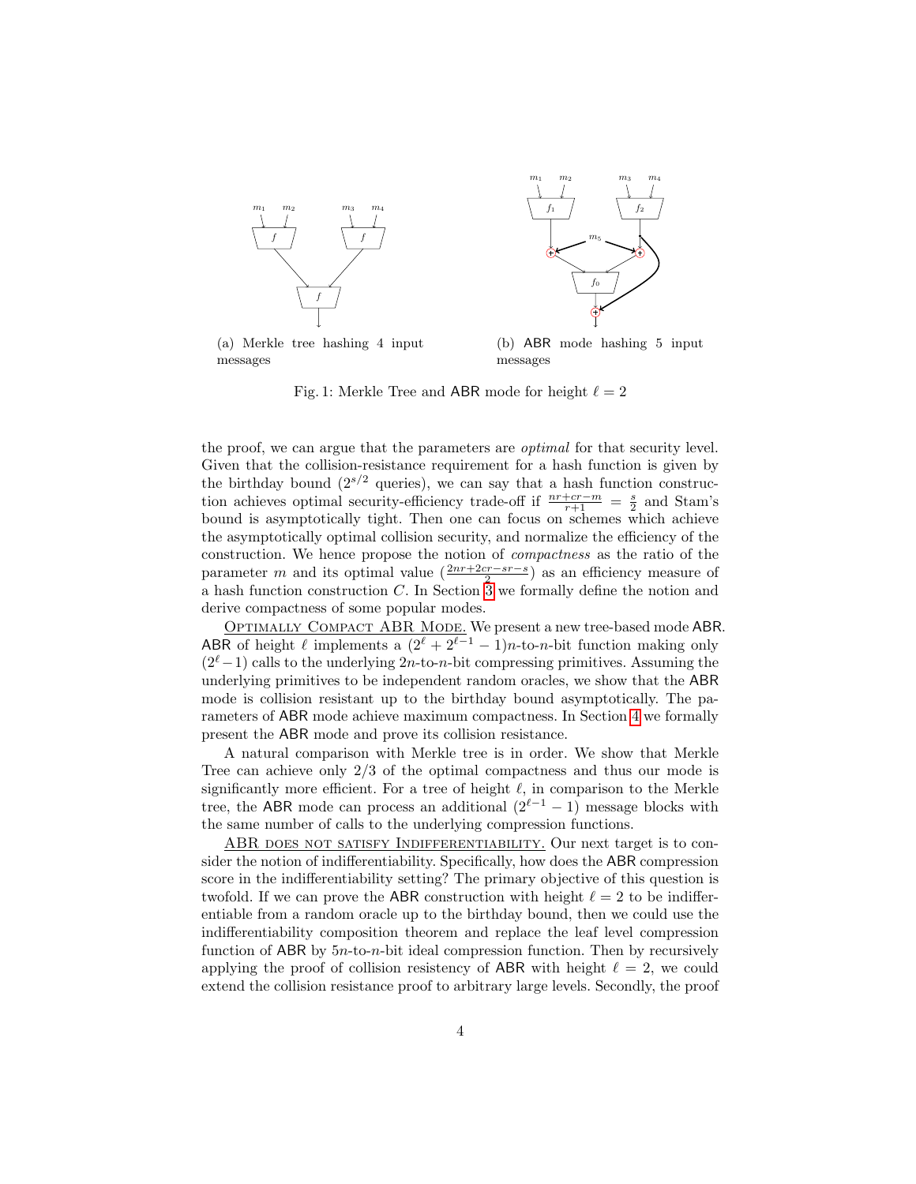(a) Merkle tree hashing 4 input messages

(b) ABR mode hashing 5 input messages

Fig. 1: Merkle Tree and ABR mode for height $\ell = 2$

the proof, we can argue that the parameters are *optimal* for that security level. Given that the collision-resistance requirement for a hash function is given by the birthday bound ($2^{s/2}$ queries), we can say that a hash function construction achieves optimal security-efficiency trade-off if $\frac{nr+cr-m}{r+1} = \frac{s}{2}$ and Stam's bound is asymptotically tight. Then one can focus on schemes which achieve the asymptotically optimal collision security, and normalize the efficiency of the construction. We hence propose the notion of *compactness* as the ratio of the parameter $m$ and its optimal value ($\frac{2nr+2cr-sr-s}{2}$) as an efficiency measure of a hash function construction $C$. In Section 3 we formally define the notion and derive compactness of some popular modes.

Optimally Compact ABR Mode. We present a new tree-based mode ABR. ABR of height $\ell$ implements a $(2^\ell + 2^{\ell-1} - 1)n$-to-$n$-bit function making only $(2^\ell - 1)$ calls to the underlying $2n$-to-$n$-bit compressing primitives. Assuming the underlying primitives to be independent random oracles, we show that the ABR mode is collision resistant up to the birthday bound asymptotically. The parameters of ABR mode achieve maximum compactness. In Section 4 we formally present the ABR mode and prove its collision resistance.

A natural comparison with Merkle tree is in order. We show that Merkle Tree can achieve only 2/3 of the optimal compactness and thus our mode is significantly more efficient. For a tree of height $\ell$, in comparison to the Merkle tree, the ABR mode can process an additional $(2^{\ell-1} - 1)$ message blocks with the same number of calls to the underlying compression functions.

ABR does not satisfy Indifferentiability. Our next target is to consider the notion of indifferentiability. Specifically, how does the ABR compression score in the indifferentiability setting? The primary objective of this question is twofold. If we can prove the ABR construction with height $\ell = 2$ to be indifferentiable from a random oracle up to the birthday bound, then we could use the indifferentiability composition theorem and replace the leaf level compression function of ABR by $5n$-to-$n$-bit ideal compression function. Then by recursively applying the proof of collision resistency of ABR with height $\ell = 2$, we could extend the collision resistance proof to arbitrary large levels. Secondly, the proof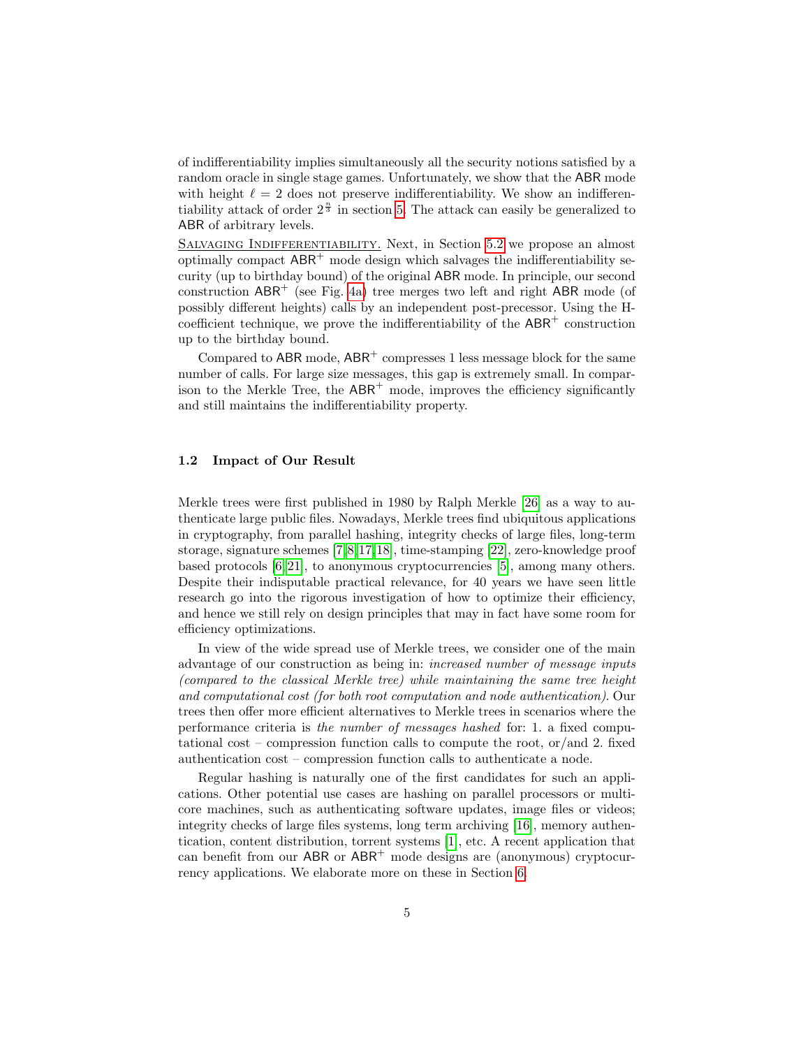of indifferentiability implies simultaneously all the security notions satisfied by a random oracle in single stage games. Unfortunately, we show that the ABR mode with height $\ell = 2$ does not preserve indifferentiability. We show an indifferentiability attack of order $2^{\frac{n}{3}}$ in section 5. The attack can easily be generalized to ABR of arbitrary levels.

Salvaging Indifferentiability. Next, in Section 5.2 we propose an almost optimally compact $\mathsf{ABR}^+$ mode design which salvages the indifferentiability security (up to birthday bound) of the original ABR mode. In principle, our second construction $\mathsf{ABR}^+$ (see Fig. 4a) tree merges two left and right ABR mode (of possibly different heights) calls by an independent post-precessor. Using the H-coefficient technique, we prove the indifferentiability of the $\mathsf{ABR}^+$ construction up to the birthday bound.

Compared to ABR mode, $\mathsf{ABR}^+$ compresses 1 less message block for the same number of calls. For large size messages, this gap is extremely small. In comparison to the Merkle Tree, the $\mathsf{ABR}^+$ mode, improves the efficiency significantly and still maintains the indifferentiability property.

### 1.2 Impact of Our Result

Merkle trees were first published in 1980 by Ralph Merkle [26] as a way to authenticate large public files. Nowadays, Merkle trees find ubiquitous applications in cryptography, from parallel hashing, integrity checks of large files, long-term storage, signature schemes [7,8,17,18], time-stamping [22], zero-knowledge proof based protocols [6,21], to anonymous cryptocurrencies [5], among many others. Despite their indisputable practical relevance, for 40 years we have seen little research go into the rigorous investigation of how to optimize their efficiency, and hence we still rely on design principles that may in fact have some room for efficiency optimizations.

In view of the wide spread use of Merkle trees, we consider one of the main advantage of our construction as being in: *increased number of message inputs (compared to the classical Merkle tree) while maintaining the same tree height and computational cost (for both root computation and node authentication)*. Our trees then offer more efficient alternatives to Merkle trees in scenarios where the performance criteria is *the number of messages hashed* for: 1. a fixed computational cost – compression function calls to compute the root, or/and 2. fixed authentication cost – compression function calls to authenticate a node.

Regular hashing is naturally one of the first candidates for such an applications. Other potential use cases are hashing on parallel processors or multi-core machines, such as authenticating software updates, image files or videos; integrity checks of large files systems, long term archiving [16], memory authentication, content distribution, torrent systems [1], etc. A recent application that can benefit from our ABR or $\mathsf{ABR}^+$ mode designs are (anonymous) cryptocurrency applications. We elaborate more on these in Section 6.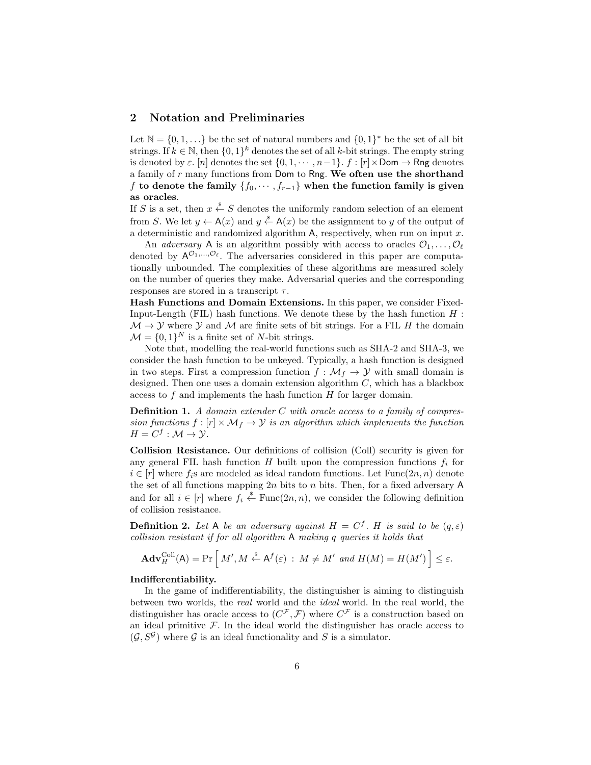## 2 Notation and Preliminaries

Let $\mathbb{N} = \{0, 1, \ldots\}$ be the set of natural numbers and $\{0,1\}^*$ be the set of all bit strings. If $k \in \mathbb{N}$, then $\{0,1\}^k$ denotes the set of all $k$-bit strings. The empty string is denoted by $\varepsilon$. $[n]$ denotes the set $\{0, 1, \cdots, n-1\}$. $f : [r] \times \mathsf{Dom} \to \mathsf{Rng}$ denotes a family of $r$ many functions from $\mathsf{Dom}$ to $\mathsf{Rng}$. **We often use the shorthand $f$ to denote the family $\{f_0, \cdots, f_{r-1}\}$ when the function family is given as oracles**.

If $S$ is a set, then $x \xleftarrow{\$} S$ denotes the uniformly random selection of an element from $S$. We let $y \leftarrow \mathsf{A}(x)$ and $y \xleftarrow{\$} \mathsf{A}(x)$ be the assignment to $y$ of the output of a deterministic and randomized algorithm $\mathsf{A}$, respectively, when run on input $x$.

An *adversary* $\mathsf{A}$ is an algorithm possibly with access to oracles $\mathcal{O}_1, \ldots, \mathcal{O}_\ell$ denoted by $\mathsf{A}^{\mathcal{O}_1,\ldots,\mathcal{O}_\ell}$. The adversaries considered in this paper are computationally unbounded. The complexities of these algorithms are measured solely on the number of queries they make. Adversarial queries and the corresponding responses are stored in a transcript $\tau$.

**Hash Functions and Domain Extensions.** In this paper, we consider Fixed-Input-Length (FIL) hash functions. We denote these by the hash function $H : \mathcal{M} \to \mathcal{Y}$ where $\mathcal{Y}$ and $\mathcal{M}$ are finite sets of bit strings. For a FIL $H$ the domain $\mathcal{M} = \{0,1\}^N$ is a finite set of $N$-bit strings.

Note that, modelling the real-world functions such as SHA-2 and SHA-3, we consider the hash function to be unkeyed. Typically, a hash function is designed in two steps. First a compression function $f : \mathcal{M}_f \to \mathcal{Y}$ with small domain is designed. Then one uses a domain extension algorithm $C$, which has a blackbox access to $f$ and implements the hash function $H$ for larger domain.

**Definition 1.** *A domain extender $C$ with oracle access to a family of compression functions $f : [r] \times \mathcal{M}_f \to \mathcal{Y}$ is an algorithm which implements the function $H = C^f : \mathcal{M} \to \mathcal{Y}$.*

**Collision Resistance.** Our definitions of collision (Coll) security is given for any general FIL hash function $H$ built upon the compression functions $f_i$ for $i \in [r]$ where $f_i$s are modeled as ideal random functions. Let $\mathrm{Func}(2n, n)$ denote the set of all functions mapping $2n$ bits to $n$ bits. Then, for a fixed adversary $\mathsf{A}$ and for all $i \in [r]$ where $f_i \xleftarrow{\$} \mathrm{Func}(2n, n)$, we consider the following definition of collision resistance.

**Definition 2.** *Let $\mathsf{A}$ be an adversary against $H = C^f$. $H$ is said to be $(q, \varepsilon)$ collision resistant if for all algorithm $\mathsf{A}$ making $q$ queries it holds that*

$$\mathbf{Adv}_H^{\mathrm{Coll}}(\mathsf{A}) = \Pr\Big[\, M', M \xleftarrow{\$} \mathsf{A}^f(\varepsilon) \,:\, M \neq M' \text{ and } H(M) = H(M') \,\Big] \leq \varepsilon.$$

**Indifferentiability.**

In the game of indifferentiability, the distinguisher is aiming to distinguish between two worlds, the *real* world and the *ideal* world. In the real world, the distinguisher has oracle access to $(C^{\mathcal{F}}, \mathcal{F})$ where $C^{\mathcal{F}}$ is a construction based on an ideal primitive $\mathcal{F}$. In the ideal world the distinguisher has oracle access to $(\mathcal{G}, S^{\mathcal{G}})$ where $\mathcal{G}$ is an ideal functionality and $S$ is a simulator.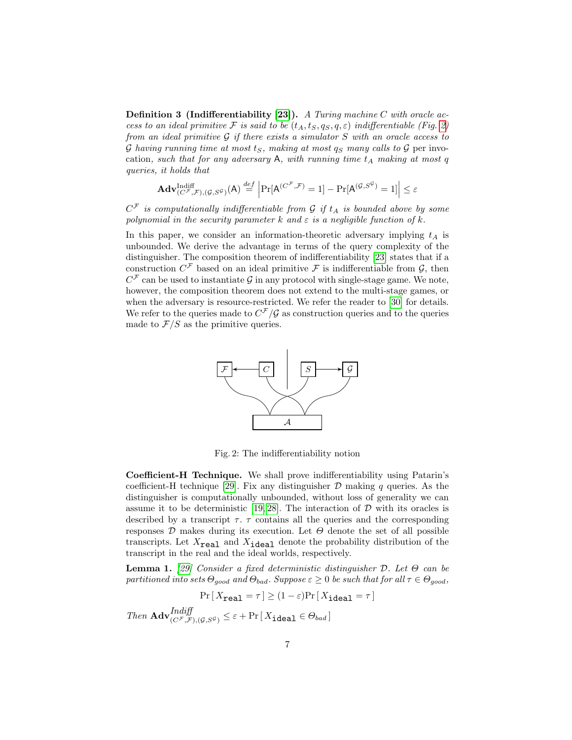**Definition 3 (Indifferentiability [23]).** *A Turing machine $C$ with oracle access to an ideal primitive $\mathcal{F}$ is said to be $(t_A, t_S, q_S, q, \varepsilon)$ indifferentiable (Fig. 2) from an ideal primitive $\mathcal{G}$ if there exists a simulator $S$ with an oracle access to $\mathcal{G}$ having running time at most $t_S$, making at most $q_S$ many calls to $\mathcal{G}$* per invocation, *such that for any adversary* $\mathsf{A}$*, with running time $t_A$ making at most $q$ queries, it holds that*

$$\mathbf{Adv}^{\mathrm{Indiff}}_{(C^{\mathcal{F}},\mathcal{F}),(\mathcal{G},S^{\mathcal{G}})}(\mathsf{A}) \stackrel{def}{=} \left|\Pr[\mathsf{A}^{(C^{\mathcal{F}},\mathcal{F})} = 1] - \Pr[\mathsf{A}^{(\mathcal{G},S^{\mathcal{G}})} = 1]\right| \leq \varepsilon$$

*$C^{\mathcal{F}}$ is computationally indifferentiable from $\mathcal{G}$ if $t_A$ is bounded above by some polynomial in the security parameter $k$ and $\varepsilon$ is a negligible function of $k$.*

In this paper, we consider an information-theoretic adversary implying $t_A$ is unbounded. We derive the advantage in terms of the query complexity of the distinguisher. The composition theorem of indifferentiability [23] states that if a construction $C^{\mathcal{F}}$ based on an ideal primitive $\mathcal{F}$ is indifferentiable from $\mathcal{G}$, then $C^{\mathcal{F}}$ can be used to instantiate $\mathcal{G}$ in any protocol with single-stage game. We note, however, the composition theorem does not extend to the multi-stage games, or when the adversary is resource-restricted. We refer the reader to [30] for details. We refer to the queries made to $C^{\mathcal{F}}/\mathcal{G}$ as construction queries and to the queries made to $\mathcal{F}/S$ as the primitive queries.

Fig. 2: The indifferentiability notion

**Coefficient-H Technique.** We shall prove indifferentiability using Patarin's coefficient-H technique [29]. Fix any distinguisher $\mathcal{D}$ making $q$ queries. As the distinguisher is computationally unbounded, without loss of generality we can assume it to be deterministic [19,28]. The interaction of $\mathcal{D}$ with its oracles is described by a transcript $\tau$. $\tau$ contains all the queries and the corresponding responses $\mathcal{D}$ makes during its execution. Let $\Theta$ denote the set of all possible transcripts. Let $X_{\mathtt{real}}$ and $X_{\mathtt{ideal}}$ denote the probability distribution of the transcript in the real and the ideal worlds, respectively.

**Lemma 1.** *[29] Consider a fixed deterministic distinguisher $\mathcal{D}$. Let $\Theta$ can be partitioned into sets $\Theta_{good}$ and $\Theta_{bad}$. Suppose $\varepsilon \geq 0$ be such that for all $\tau \in \Theta_{good}$,*

$$\Pr[X_{\mathtt{real}} = \tau] \geq (1-\varepsilon)\Pr[X_{\mathtt{ideal}} = \tau]$$

*Then* $\mathbf{Adv}^{\mathit{Indiff}}_{(C^{\mathcal{F}},\mathcal{F}),(\mathcal{G},S^{\mathcal{G}})} \leq \varepsilon + \Pr[X_{\mathtt{ideal}} \in \Theta_{bad}]$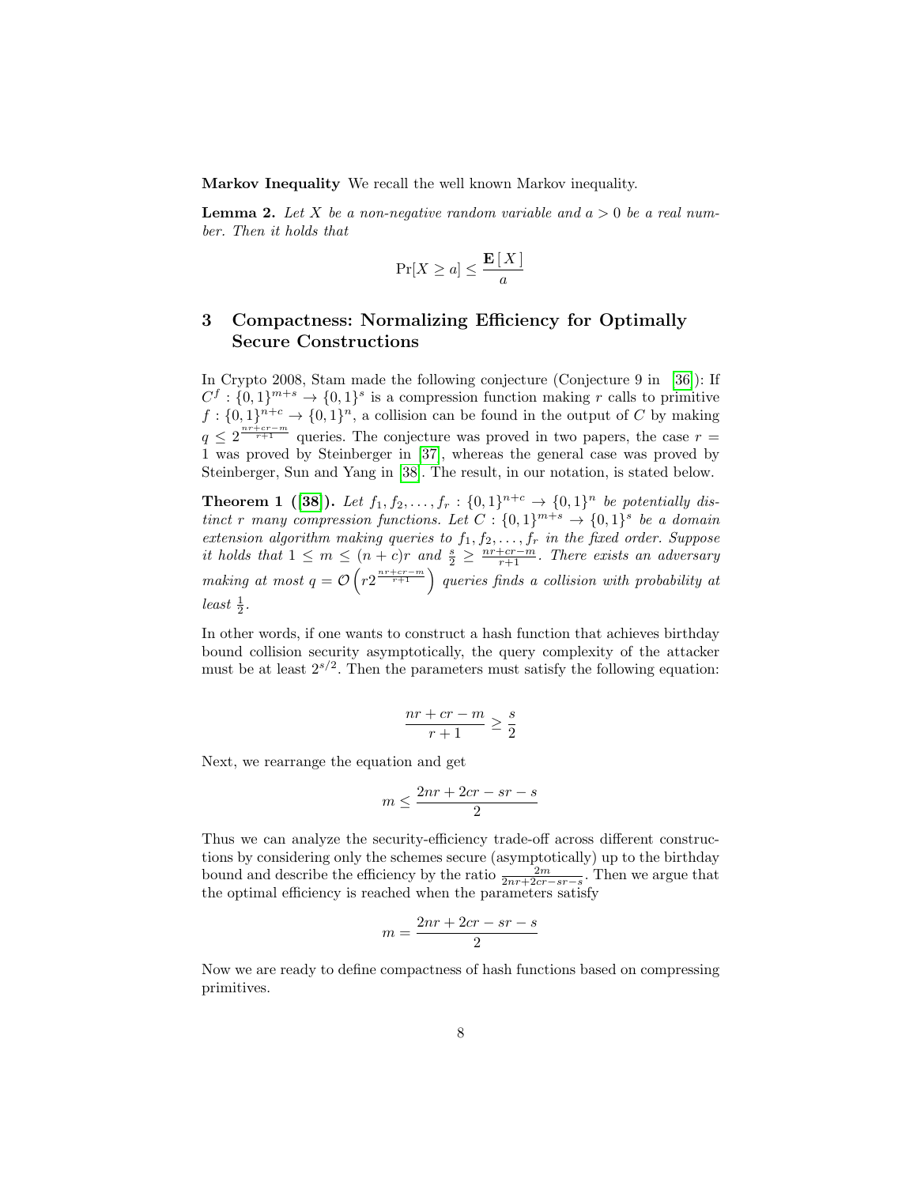**Markov Inequality** We recall the well known Markov inequality.

**Lemma 2.** *Let $X$ be a non-negative random variable and $a > 0$ be a real number. Then it holds that*

$$\Pr[X \geq a] \leq \frac{\mathbf{E}[X]}{a}$$

## 3 Compactness: Normalizing Efficiency for Optimally Secure Constructions

In Crypto 2008, Stam made the following conjecture (Conjecture 9 in [36]): If $C^f : \{0,1\}^{m+s} \to \{0,1\}^s$ is a compression function making $r$ calls to primitive $f : \{0,1\}^{n+c} \to \{0,1\}^n$, a collision can be found in the output of $C$ by making $q \leq 2^{\frac{nr+cr-m}{r+1}}$ queries. The conjecture was proved in two papers, the case $r = 1$ was proved by Steinberger in [37], whereas the general case was proved by Steinberger, Sun and Yang in [38]. The result, in our notation, is stated below.

**Theorem 1 ([38]).** *Let $f_1, f_2, \ldots, f_r : \{0,1\}^{n+c} \to \{0,1\}^n$ be potentially distinct $r$ many compression functions. Let $C : \{0,1\}^{m+s} \to \{0,1\}^s$ be a domain extension algorithm making queries to $f_1, f_2, \ldots, f_r$ in the fixed order. Suppose it holds that $1 \leq m \leq (n+c)r$ and $\frac{s}{2} \geq \frac{nr+cr-m}{r+1}$. There exists an adversary making at most $q = \mathcal{O}\left(r 2^{\frac{nr+cr-m}{r+1}}\right)$ queries finds a collision with probability at least $\frac{1}{2}$.*

In other words, if one wants to construct a hash function that achieves birthday bound collision security asymptotically, the query complexity of the attacker must be at least $2^{s/2}$. Then the parameters must satisfy the following equation:

$$\frac{nr + cr - m}{r+1} \geq \frac{s}{2}$$

Next, we rearrange the equation and get

$$m \leq \frac{2nr + 2cr - sr - s}{2}$$

Thus we can analyze the security-efficiency trade-off across different constructions by considering only the schemes secure (asymptotically) up to the birthday bound and describe the efficiency by the ratio $\frac{2m}{2nr+2cr-sr-s}$. Then we argue that the optimal efficiency is reached when the parameters satisfy

$$m = \frac{2nr + 2cr - sr - s}{2}$$

Now we are ready to define compactness of hash functions based on compressing primitives.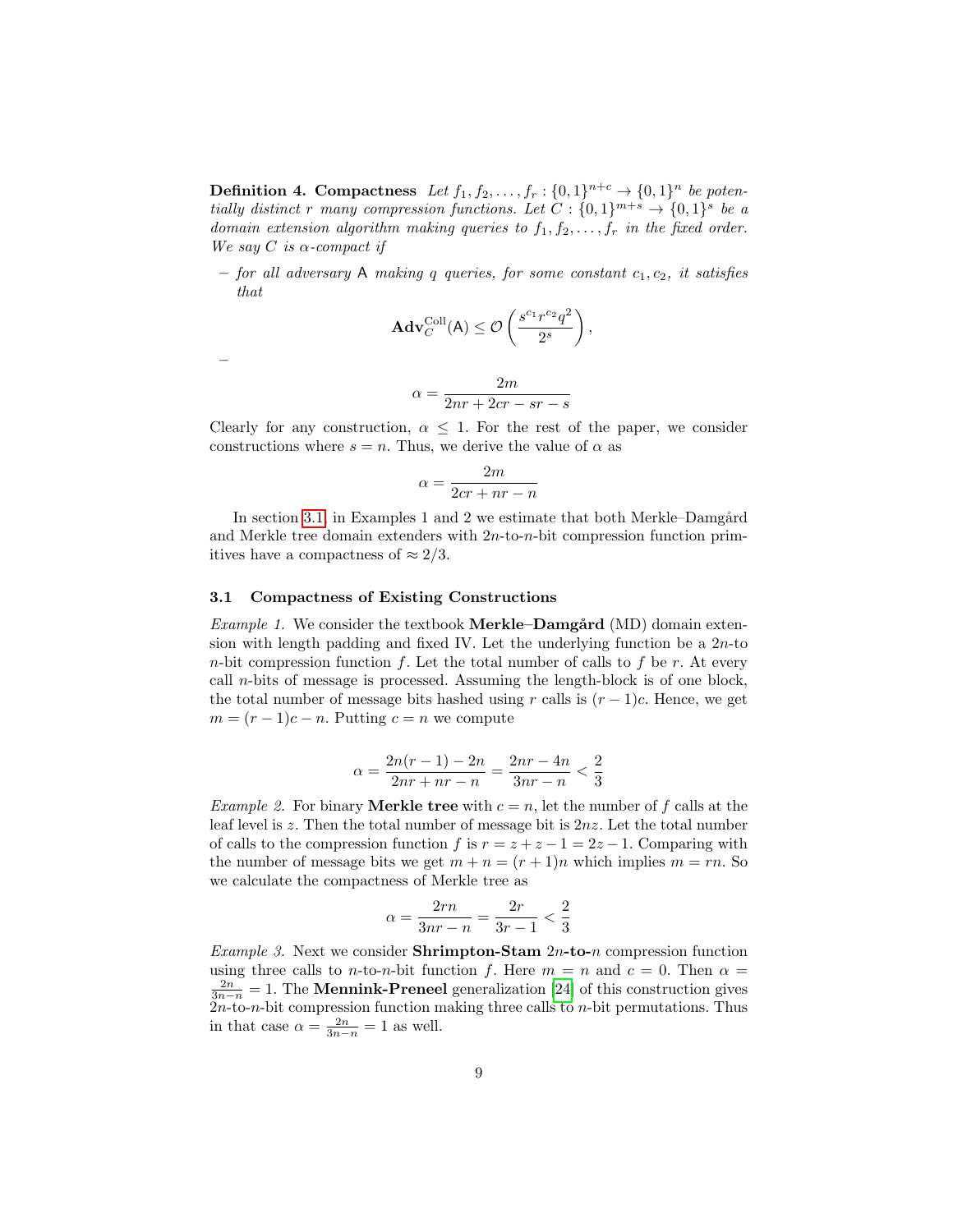**Definition 4. Compactness** *Let $f_1, f_2, \ldots, f_r : \{0,1\}^{n+c} \to \{0,1\}^n$ be potentially distinct $r$ many compression functions. Let $C : \{0,1\}^{m+s} \to \{0,1\}^s$ be a domain extension algorithm making queries to $f_1, f_2, \ldots, f_r$ in the fixed order. We say $C$ is $\alpha$-compact if*

- *for all adversary $\mathsf{A}$ making $q$ queries, for some constant $c_1, c_2$, it satisfies that*

$$\mathbf{Adv}_C^{\mathrm{Coll}}(\mathsf{A}) \le \mathcal{O}\left(\frac{s^{c_1} r^{c_2} q^2}{2^s}\right),$$

-

$$\alpha = \frac{2m}{2nr + 2cr - sr - s}$$

Clearly for any construction, $\alpha \le 1$. For the rest of the paper, we consider constructions where $s = n$. Thus, we derive the value of $\alpha$ as

$$\alpha = \frac{2m}{2cr + nr - n}$$

In section 3.1, in Examples 1 and 2 we estimate that both Merkle–Damgård and Merkle tree domain extenders with $2n$-to-$n$-bit compression function primitives have a compactness of $\approx 2/3$.

### 3.1 Compactness of Existing Constructions

*Example 1.* We consider the textbook **Merkle–Damgård** (MD) domain extension with length padding and fixed IV. Let the underlying function be a $2n$-to $n$-bit compression function $f$. Let the total number of calls to $f$ be $r$. At every call $n$-bits of message is processed. Assuming the length-block is of one block, the total number of message bits hashed using $r$ calls is $(r-1)c$. Hence, we get $m = (r-1)c - n$. Putting $c = n$ we compute

$$\alpha = \frac{2n(r-1) - 2n}{2nr + nr - n} = \frac{2nr - 4n}{3nr - n} < \frac{2}{3}$$

*Example 2.* For binary **Merkle tree** with $c = n$, let the number of $f$ calls at the leaf level is $z$. Then the total number of message bit is $2nz$. Let the total number of calls to the compression function $f$ is $r = z + z - 1 = 2z - 1$. Comparing with the number of message bits we get $m + n = (r+1)n$ which implies $m = rn$. So we calculate the compactness of Merkle tree as

$$\alpha = \frac{2rn}{3nr - n} = \frac{2r}{3r - 1} < \frac{2}{3}$$

*Example 3.* Next we consider **Shrimpton-Stam** $2n$**-to-**$n$ compression function using three calls to $n$-to-$n$-bit function $f$. Here $m = n$ and $c = 0$. Then $\alpha = \frac{2n}{3n-n} = 1$. The **Mennink-Preneel** generalization [24] of this construction gives $2n$-to-$n$-bit compression function making three calls to $n$-bit permutations. Thus in that case $\alpha = \frac{2n}{3n-n} = 1$ as well.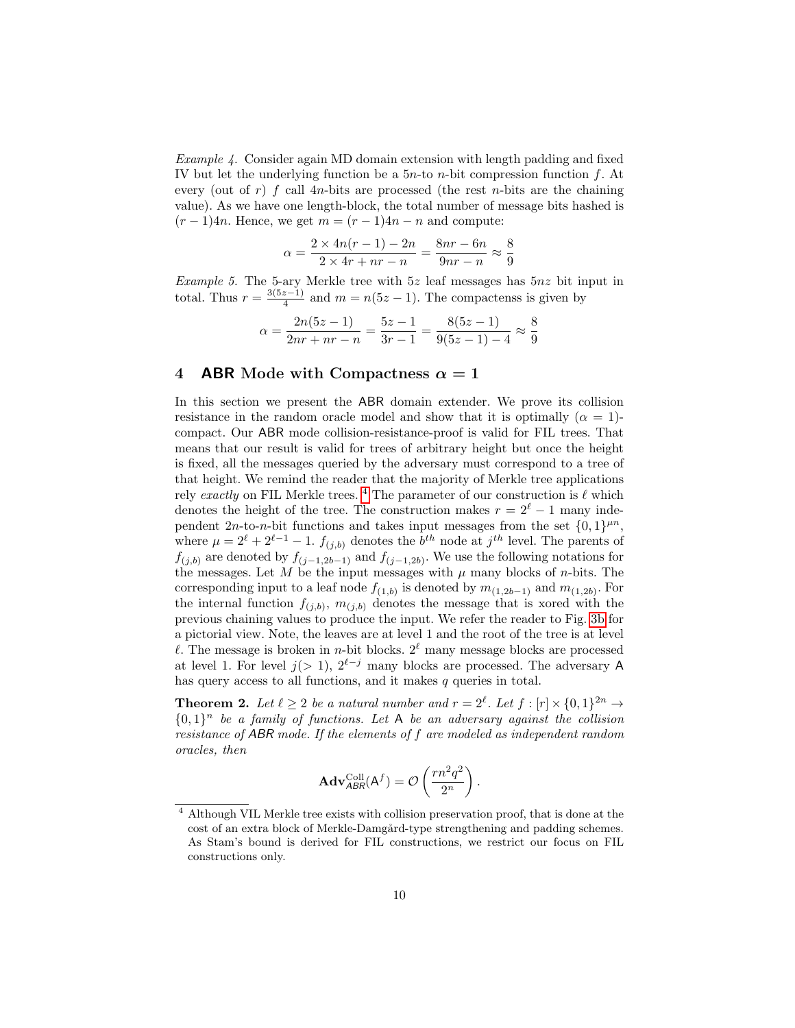*Example 4.* Consider again MD domain extension with length padding and fixed IV but let the underlying function be a $5n$-to $n$-bit compression function $f$. At every (out of $r$) $f$ call $4n$-bits are processed (the rest $n$-bits are the chaining value). As we have one length-block, the total number of message bits hashed is $(r-1)4n$. Hence, we get $m = (r-1)4n - n$ and compute:

$$\alpha = \frac{2 \times 4n(r-1) - 2n}{2 \times 4r + nr - n} = \frac{8nr - 6n}{9nr - n} \approx \frac{8}{9}$$

*Example 5.* The 5-ary Merkle tree with $5z$ leaf messages has $5nz$ bit input in total. Thus $r = \frac{3(5z-1)}{4}$ and $m = n(5z-1)$. The compactenss is given by

$$\alpha = \frac{2n(5z-1)}{2nr + nr - n} = \frac{5z-1}{3r-1} = \frac{8(5z-1)}{9(5z-1)-4} \approx \frac{8}{9}$$

## 4 ABR Mode with Compactness $\alpha = 1$

In this section we present the ABR domain extender. We prove its collision resistance in the random oracle model and show that it is optimally ($\alpha = 1$)-compact. Our ABR mode collision-resistance-proof is valid for FIL trees. That means that our result is valid for trees of arbitrary height but once the height is fixed, all the messages queried by the adversary must correspond to a tree of that height. We remind the reader that the majority of Merkle tree applications rely *exactly* on FIL Merkle trees. [4] The parameter of our construction is $\ell$ which denotes the height of the tree. The construction makes $r = 2^\ell - 1$ many independent $2n$-to-$n$-bit functions and takes input messages from the set $\{0,1\}^{\mu n}$, where $\mu = 2^\ell + 2^{\ell-1} - 1$. $f_{(j,b)}$ denotes the $b^{th}$ node at $j^{th}$ level. The parents of $f_{(j,b)}$ are denoted by $f_{(j-1,2b-1)}$ and $f_{(j-1,2b)}$. We use the following notations for the messages. Let $M$ be the input messages with $\mu$ many blocks of $n$-bits. The corresponding input to a leaf node $f_{(1,b)}$ is denoted by $m_{(1,2b-1)}$ and $m_{(1,2b)}$. For the internal function $f_{(j,b)}$, $m_{(j,b)}$ denotes the message that is xored with the previous chaining values to produce the input. We refer the reader to Fig. 3b for a pictorial view. Note, the leaves are at level 1 and the root of the tree is at level $\ell$. The message is broken in $n$-bit blocks. $2^\ell$ many message blocks are processed at level 1. For level $j(>1)$, $2^{\ell-j}$ many blocks are processed. The adversary A has query access to all functions, and it makes $q$ queries in total.

**Theorem 2.** *Let $\ell \geq 2$ be a natural number and $r = 2^\ell$. Let $f : [r] \times \{0,1\}^{2n} \to \{0,1\}^n$ be a family of functions. Let A be an adversary against the collision resistance of ABR mode. If the elements of $f$ are modeled as independent random oracles, then*

$$\mathbf{Adv}^{\mathrm{Coll}}_{\mathsf{ABR}}(\mathsf{A}^f) = \mathcal{O}\left(\frac{rn^2q^2}{2^n}\right).$$

[4] Although VIL Merkle tree exists with collision preservation proof, that is done at the cost of an extra block of Merkle-Damgård-type strengthening and padding schemes. As Stam's bound is derived for FIL constructions, we restrict our focus on FIL constructions only.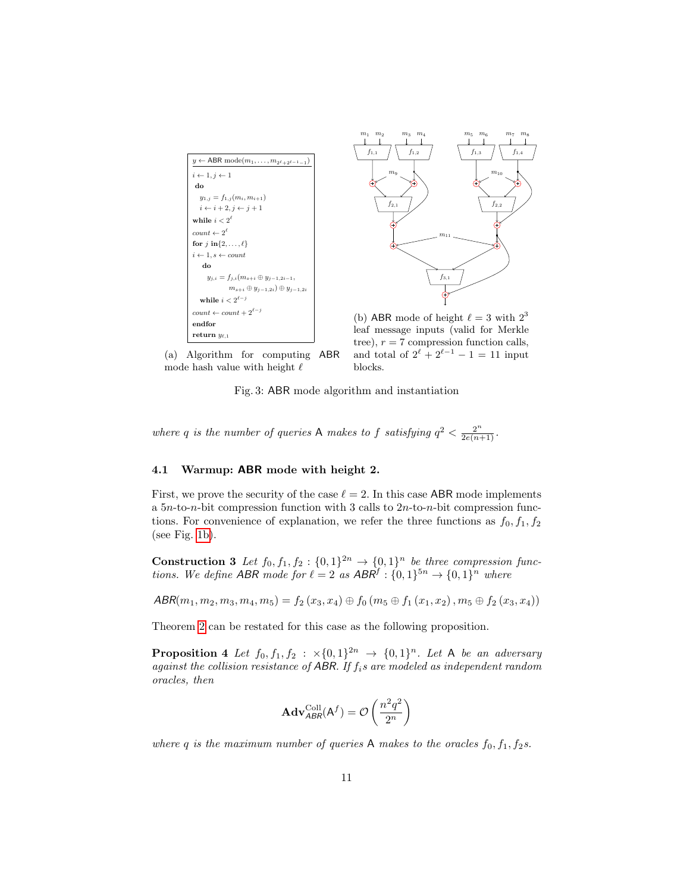```
y ← ABR mode(m_1, ..., m_{2^ℓ+2^{ℓ-1}-1})
i ← 1, j ← 1
do
  y_{1,j} = f_{1,j}(m_i, m_{i+1})
  i ← i + 2, j ← j + 1
while i < 2^ℓ
count ← 2^ℓ
for j in{2, ..., ℓ}
i ← 1, s ← count
  do
    y_{j,i} = f_{j,i}(m_{s+i} ⊕ y_{j-1,2i-1},
              m_{s+i} ⊕ y_{j-1,2i}) ⊕ y_{j-1,2i}
  while i < 2^{ℓ-j}
count ← count + 2^{ℓ-j}
endfor
return y_{ℓ,1}
```

(a) Algorithm for computing ABR mode hash value with height $\ell$

(b) ABR mode of height $\ell = 3$ with $2^3$ leaf message inputs (valid for Merkle tree), $r = 7$ compression function calls, and total of $2^\ell + 2^{\ell-1} - 1 = 11$ input blocks.

Fig. 3: ABR mode algorithm and instantiation

*where $q$ is the number of queries* A *makes to* $f$ *satisfying* $q^2 < \frac{2^n}{2e(n+1)}$.

### 4.1 Warmup: ABR mode with height 2.

First, we prove the security of the case $\ell = 2$. In this case ABR mode implements a $5n$-to-$n$-bit compression function with 3 calls to $2n$-to-$n$-bit compression functions. For convenience of explanation, we refer the three functions as $f_0, f_1, f_2$ (see Fig. 1b).

**Construction 3** *Let $f_0, f_1, f_2 : \{0,1\}^{2n} \to \{0,1\}^n$ be three compression functions. We define ABR mode for $\ell = 2$ as $ABR^f : \{0,1\}^{5n} \to \{0,1\}^n$ where*

$$ABR(m_1, m_2, m_3, m_4, m_5) = f_2(x_3, x_4) \oplus f_0(m_5 \oplus f_1(x_1, x_2), m_5 \oplus f_2(x_3, x_4))$$

Theorem 2 can be restated for this case as the following proposition.

**Proposition 4** *Let $f_0, f_1, f_2 : \times\{0,1\}^{2n} \to \{0,1\}^n$. Let* A *be an adversary against the collision resistance of ABR. If $f_i$s are modeled as independent random oracles, then*

$$\mathbf{Adv}^{\mathrm{Coll}}_{ABR}(\mathsf{A}^f) = \mathcal{O}\left(\frac{n^2 q^2}{2^n}\right)$$

*where $q$ is the maximum number of queries* A *makes to the oracles $f_0, f_1, f_2$s.*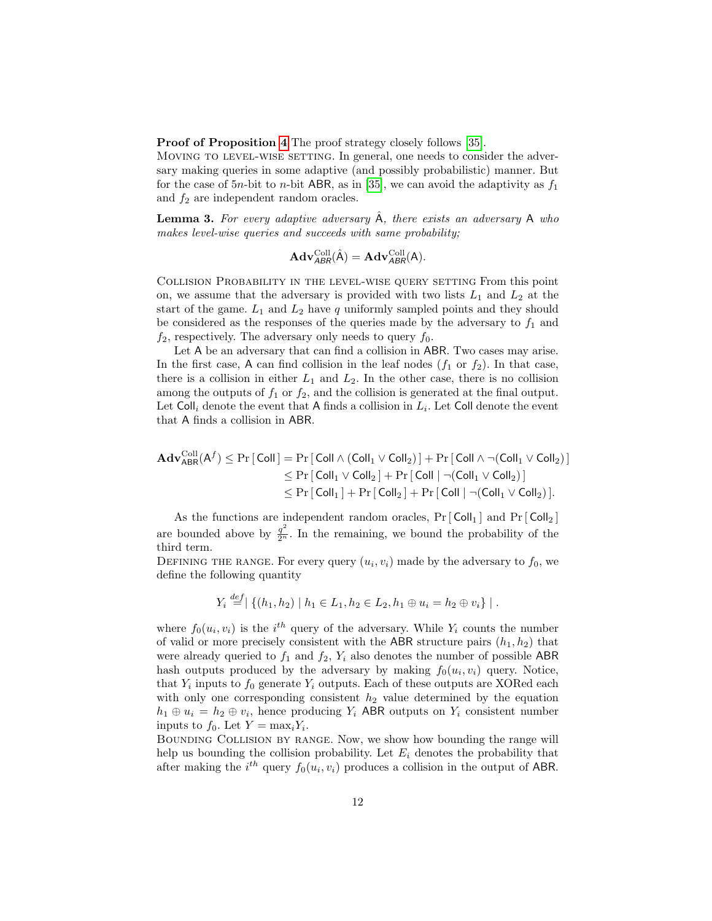**Proof of Proposition 4** The proof strategy closely follows [35].

Moving to level-wise setting. In general, one needs to consider the adversary making queries in some adaptive (and possibly probabilistic) manner. But for the case of $5n$-bit to $n$-bit ABR, as in [35], we can avoid the adaptivity as $f_1$ and $f_2$ are independent random oracles.

**Lemma 3.** *For every adaptive adversary $\hat{\mathsf{A}}$, there exists an adversary $\mathsf{A}$ who makes level-wise queries and succeeds with same probability;*

$$\mathbf{Adv}^{\mathrm{Coll}}_{ABR}(\hat{\mathsf{A}}) = \mathbf{Adv}^{\mathrm{Coll}}_{ABR}(\mathsf{A}).$$

Collision Probability in the level-wise query setting From this point on, we assume that the adversary is provided with two lists $L_1$ and $L_2$ at the start of the game. $L_1$ and $L_2$ have $q$ uniformly sampled points and they should be considered as the responses of the queries made by the adversary to $f_1$ and $f_2$, respectively. The adversary only needs to query $f_0$.

Let A be an adversary that can find a collision in ABR. Two cases may arise. In the first case, A can find collision in the leaf nodes ($f_1$ or $f_2$). In that case, there is a collision in either $L_1$ and $L_2$. In the other case, there is no collision among the outputs of $f_1$ or $f_2$, and the collision is generated at the final output. Let $\mathsf{Coll}_i$ denote the event that A finds a collision in $L_i$. Let $\mathsf{Coll}$ denote the event that A finds a collision in ABR.

$$
\begin{aligned}
\mathbf{Adv}^{\mathrm{Coll}}_{\mathsf{ABR}}(\mathsf{A}^f) \leq \Pr[\,\mathsf{Coll}\,] &= \Pr[\,\mathsf{Coll} \wedge (\mathsf{Coll}_1 \vee \mathsf{Coll}_2)\,] + \Pr[\,\mathsf{Coll} \wedge \neg(\mathsf{Coll}_1 \vee \mathsf{Coll}_2)\,] \\
&\leq \Pr[\,\mathsf{Coll}_1 \vee \mathsf{Coll}_2\,] + \Pr[\,\mathsf{Coll} \mid \neg(\mathsf{Coll}_1 \vee \mathsf{Coll}_2)\,] \\
&\leq \Pr[\,\mathsf{Coll}_1\,] + \Pr[\,\mathsf{Coll}_2\,] + \Pr[\,\mathsf{Coll} \mid \neg(\mathsf{Coll}_1 \vee \mathsf{Coll}_2)\,].
\end{aligned}
$$

As the functions are independent random oracles, $\Pr[\,\mathsf{Coll}_1\,]$ and $\Pr[\,\mathsf{Coll}_2\,]$ are bounded above by $\frac{q^2}{2^n}$. In the remaining, we bound the probability of the third term.

Defining the range. For every query $(u_i, v_i)$ made by the adversary to $f_0$, we define the following quantity

$$Y_i \stackrel{def}{=} |\,\{(h_1, h_2) \mid h_1 \in L_1, h_2 \in L_2, h_1 \oplus u_i = h_2 \oplus v_i\}\,|\,.$$

where $f_0(u_i, v_i)$ is the $i^{th}$ query of the adversary. While $Y_i$ counts the number of valid or more precisely consistent with the ABR structure pairs $(h_1, h_2)$ that were already queried to $f_1$ and $f_2$, $Y_i$ also denotes the number of possible ABR hash outputs produced by the adversary by making $f_0(u_i, v_i)$ query. Notice, that $Y_i$ inputs to $f_0$ generate $Y_i$ outputs. Each of these outputs are XORed each with only one corresponding consistent $h_2$ value determined by the equation $h_1 \oplus u_i = h_2 \oplus v_i$, hence producing $Y_i$ ABR outputs on $Y_i$ consistent number inputs to $f_0$. Let $Y = \max_i Y_i$.

Bounding Collision by range. Now, we show how bounding the range will help us bounding the collision probability. Let $E_i$ denotes the probability that after making the $i^{th}$ query $f_0(u_i, v_i)$ produces a collision in the output of ABR.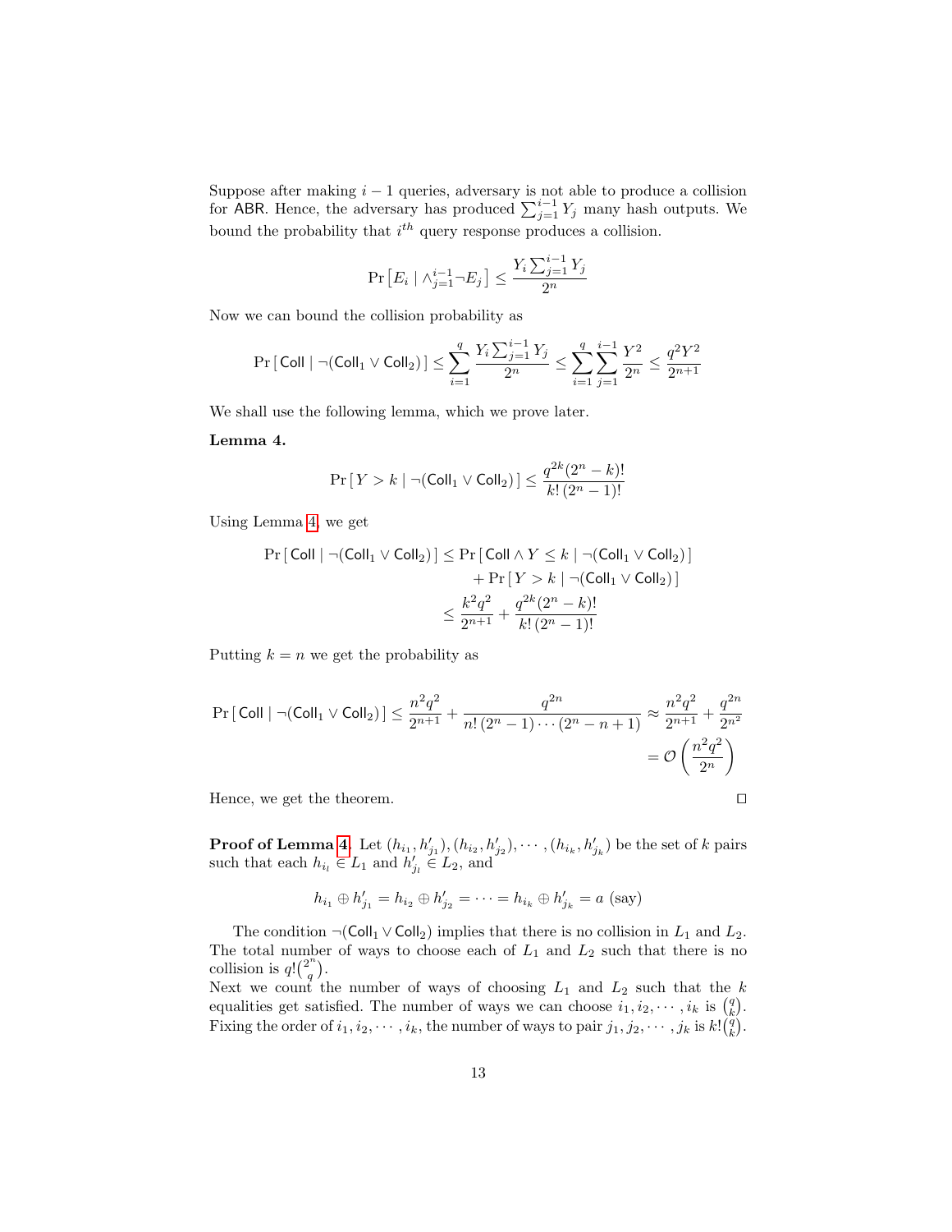Suppose after making $i-1$ queries, adversary is not able to produce a collision for ABR. Hence, the adversary has produced $\sum_{j=1}^{i-1} Y_j$ many hash outputs. We bound the probability that $i^{th}$ query response produces a collision.

$$\Pr\left[E_i \mid \wedge_{j=1}^{i-1} \neg E_j\right] \leq \frac{Y_i \sum_{j=1}^{i-1} Y_j}{2^n}$$

Now we can bound the collision probability as

$$\Pr\left[\,\mathsf{Coll} \mid \neg(\mathsf{Coll}_1 \vee \mathsf{Coll}_2)\,\right] \leq \sum_{i=1}^{q} \frac{Y_i \sum_{j=1}^{i-1} Y_j}{2^n} \leq \sum_{i=1}^{q} \sum_{j=1}^{i-1} \frac{Y^2}{2^n} \leq \frac{q^2 Y^2}{2^{n+1}}$$

We shall use the following lemma, which we prove later.

**Lemma 4.**

$$\Pr\left[\,Y > k \mid \neg(\mathsf{Coll}_1 \vee \mathsf{Coll}_2)\,\right] \leq \frac{q^{2k}(2^n-k)!}{k!\,(2^n-1)!}$$

Using Lemma 4, we get

$$\begin{aligned}
\Pr\left[\,\mathsf{Coll} \mid \neg(\mathsf{Coll}_1 \vee \mathsf{Coll}_2)\,\right] &\leq \Pr\left[\,\mathsf{Coll} \wedge Y \leq k \mid \neg(\mathsf{Coll}_1 \vee \mathsf{Coll}_2)\,\right] \\
&\quad + \Pr\left[\,Y > k \mid \neg(\mathsf{Coll}_1 \vee \mathsf{Coll}_2)\,\right] \\
&\leq \frac{k^2 q^2}{2^{n+1}} + \frac{q^{2k}(2^n-k)!}{k!\,(2^n-1)!}
\end{aligned}$$

Putting $k = n$ we get the probability as

$$\begin{aligned}
\Pr\left[\,\mathsf{Coll} \mid \neg(\mathsf{Coll}_1 \vee \mathsf{Coll}_2)\,\right] \leq \frac{n^2 q^2}{2^{n+1}} + \frac{q^{2n}}{n!\,(2^n-1)\cdots(2^n-n+1)} &\approx \frac{n^2 q^2}{2^{n+1}} + \frac{q^{2n}}{2^{n^2}} \\
&= \mathcal{O}\left(\frac{n^2 q^2}{2^n}\right)
\end{aligned}$$

Hence, we get the theorem. ◻

**Proof of Lemma 4.** Let $(h_{i_1}, h'_{j_1}), (h_{i_2}, h'_{j_2}), \cdots, (h_{i_k}, h'_{j_k})$ be the set of $k$ pairs such that each $h_{i_l} \in L_1$ and $h'_{j_l} \in L_2$, and

$$h_{i_1} \oplus h'_{j_1} = h_{i_2} \oplus h'_{j_2} = \cdots = h_{i_k} \oplus h'_{j_k} = a \text{ (say)}$$

The condition $\neg(\mathsf{Coll}_1 \vee \mathsf{Coll}_2)$ implies that there is no collision in $L_1$ and $L_2$. The total number of ways to choose each of $L_1$ and $L_2$ such that there is no collision is $q!\binom{2^n}{q}$.

Next we count the number of ways of choosing $L_1$ and $L_2$ such that the $k$ equalities get satisfied. The number of ways we can choose $i_1, i_2, \cdots, i_k$ is $\binom{q}{k}$. Fixing the order of $i_1, i_2, \cdots, i_k$, the number of ways to pair $j_1, j_2, \cdots, j_k$ is $k!\binom{q}{k}$.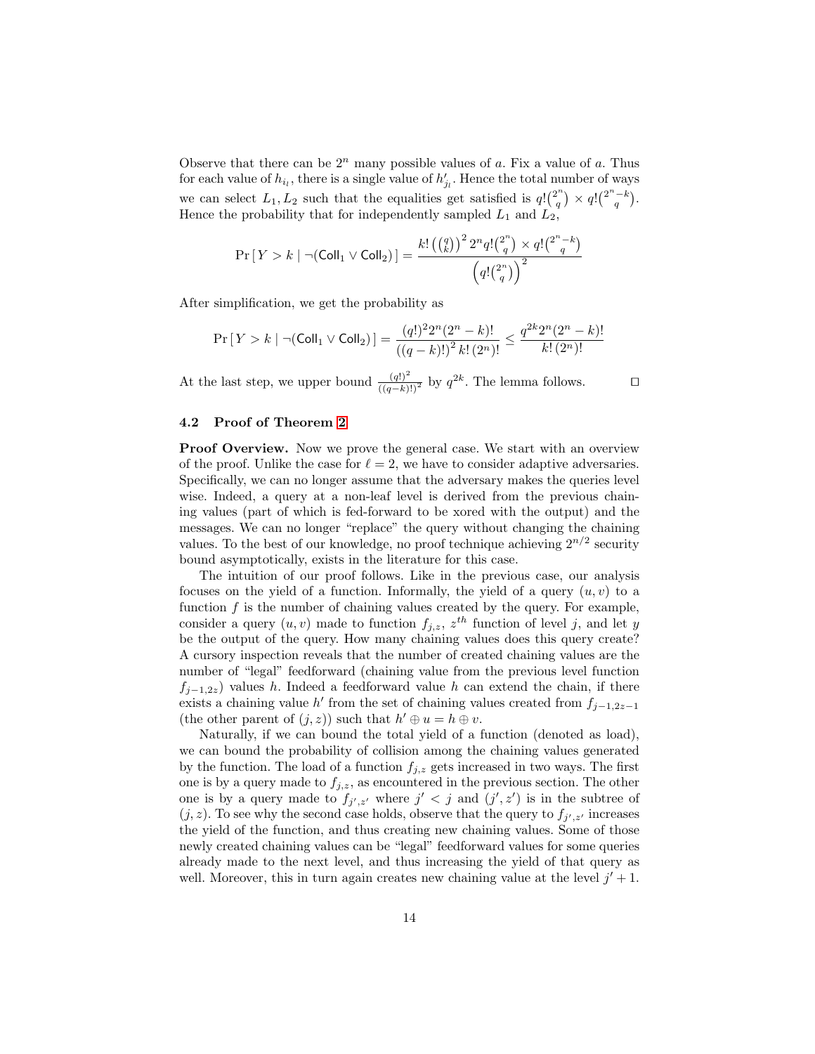Observe that there can be $2^n$ many possible values of $a$. Fix a value of $a$. Thus for each value of $h_{i_l}$, there is a single value of $h'_{j_l}$. Hence the total number of ways we can select $L_1, L_2$ such that the equalities get satisfied is $q!\binom{2^n}{q} \times q!\binom{2^n-k}{q}$. Hence the probability that for independently sampled $L_1$ and $L_2$,

$$\Pr\left[\, Y > k \mid \neg(\mathsf{Coll}_1 \vee \mathsf{Coll}_2) \,\right] = \frac{k!\left(\binom{q}{k}\right)^2 2^n q!\binom{2^n}{q} \times q!\binom{2^n-k}{q}}{\left(q!\binom{2^n}{q}\right)^2}$$

After simplification, we get the probability as

$$\Pr\left[\, Y > k \mid \neg(\mathsf{Coll}_1 \vee \mathsf{Coll}_2) \,\right] = \frac{(q!)^2 2^n (2^n-k)!}{\left((q-k)!\right)^2 k!\,(2^n)!} \le \frac{q^{2k} 2^n (2^n-k)!}{k!\,(2^n)!}$$

At the last step, we upper bound $\frac{(q!)^2}{((q-k)!)^2}$ by $q^{2k}$. The lemma follows. $\square$

### 4.2 Proof of Theorem 2

**Proof Overview.** Now we prove the general case. We start with an overview of the proof. Unlike the case for $\ell = 2$, we have to consider adaptive adversaries. Specifically, we can no longer assume that the adversary makes the queries level wise. Indeed, a query at a non-leaf level is derived from the previous chaining values (part of which is fed-forward to be xored with the output) and the messages. We can no longer "replace" the query without changing the chaining values. To the best of our knowledge, no proof technique achieving $2^{n/2}$ security bound asymptotically, exists in the literature for this case.

The intuition of our proof follows. Like in the previous case, our analysis focuses on the yield of a function. Informally, the yield of a query $(u, v)$ to a function $f$ is the number of chaining values created by the query. For example, consider a query $(u, v)$ made to function $f_{j,z}$, $z^{th}$ function of level $j$, and let $y$ be the output of the query. How many chaining values does this query create? A cursory inspection reveals that the number of created chaining values are the number of "legal" feedforward (chaining value from the previous level function $f_{j-1,2z}$) values $h$. Indeed a feedforward value $h$ can extend the chain, if there exists a chaining value $h'$ from the set of chaining values created from $f_{j-1,2z-1}$ (the other parent of $(j,z)$) such that $h' \oplus u = h \oplus v$.

Naturally, if we can bound the total yield of a function (denoted as load), we can bound the probability of collision among the chaining values generated by the function. The load of a function $f_{j,z}$ gets increased in two ways. The first one is by a query made to $f_{j,z}$, as encountered in the previous section. The other one is by a query made to $f_{j',z'}$ where $j' < j$ and $(j', z')$ is in the subtree of $(j, z)$. To see why the second case holds, observe that the query to $f_{j',z'}$ increases the yield of the function, and thus creating new chaining values. Some of those newly created chaining values can be "legal" feedforward values for some queries already made to the next level, and thus increasing the yield of that query as well. Moreover, this in turn again creates new chaining value at the level $j' + 1$.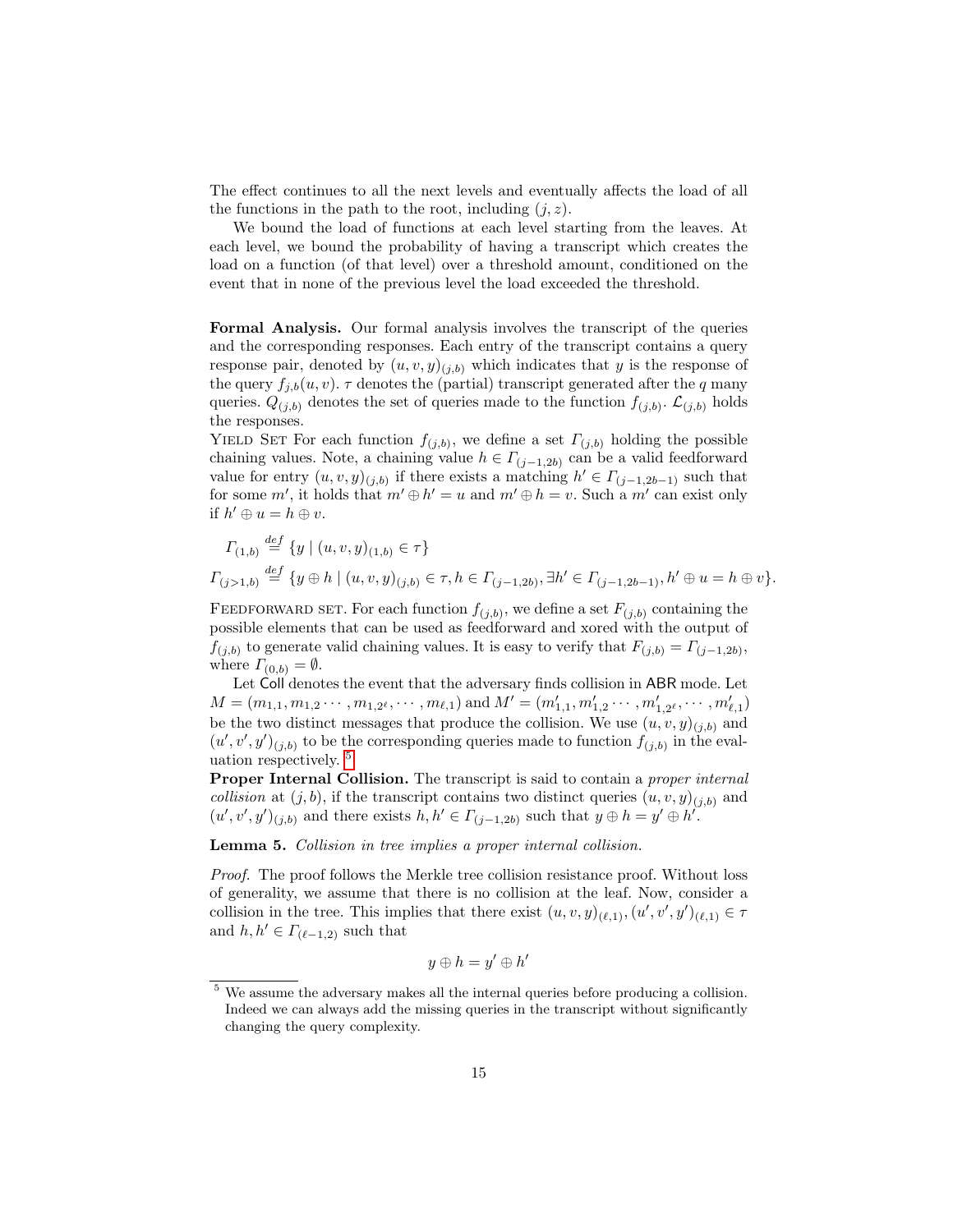The effect continues to all the next levels and eventually affects the load of all the functions in the path to the root, including $(j, z)$.

We bound the load of functions at each level starting from the leaves. At each level, we bound the probability of having a transcript which creates the load on a function (of that level) over a threshold amount, conditioned on the event that in none of the previous level the load exceeded the threshold.

**Formal Analysis.** Our formal analysis involves the transcript of the queries and the corresponding responses. Each entry of the transcript contains a query response pair, denoted by $(u, v, y)_{(j,b)}$ which indicates that $y$ is the response of the query $f_{j,b}(u, v)$. $\tau$ denotes the (partial) transcript generated after the $q$ many queries. $Q_{(j,b)}$ denotes the set of queries made to the function $f_{(j,b)}$. $\mathcal{L}_{(j,b)}$ holds the responses.

Yield Set For each function $f_{(j,b)}$, we define a set $\Gamma_{(j,b)}$ holding the possible chaining values. Note, a chaining value $h \in \Gamma_{(j-1,2b)}$ can be a valid feedforward value for entry $(u, v, y)_{(j,b)}$ if there exists a matching $h' \in \Gamma_{(j-1,2b-1)}$ such that for some $m'$, it holds that $m' \oplus h' = u$ and $m' \oplus h = v$. Such a $m'$ can exist only if $h' \oplus u = h \oplus v$.

$$\Gamma_{(1,b)} \stackrel{def}{=} \{y \mid (u, v, y)_{(1,b)} \in \tau\}$$

$$\Gamma_{(j>1,b)} \stackrel{def}{=} \{y \oplus h \mid (u, v, y)_{(j,b)} \in \tau, h \in \Gamma_{(j-1,2b)}, \exists h' \in \Gamma_{(j-1,2b-1)}, h' \oplus u = h \oplus v\}.$$

Feedforward set. For each function $f_{(j,b)}$, we define a set $F_{(j,b)}$ containing the possible elements that can be used as feedforward and xored with the output of $f_{(j,b)}$ to generate valid chaining values. It is easy to verify that $F_{(j,b)} = \Gamma_{(j-1,2b)}$, where $\Gamma_{(0,b)} = \emptyset$.

Let $\mathsf{Coll}$ denotes the event that the adversary finds collision in $\mathsf{ABR}$ mode. Let $M = (m_{1,1}, m_{1,2} \cdots, m_{1,2^\ell}, \cdots, m_{\ell,1})$ and $M' = (m'_{1,1}, m'_{1,2} \cdots, m'_{1,2^\ell}, \cdots, m'_{\ell,1})$ be the two distinct messages that produce the collision. We use $(u, v, y)_{(j,b)}$ and $(u', v', y')_{(j,b)}$ to be the corresponding queries made to function $f_{(j,b)}$ in the evaluation respectively. [5]

**Proper Internal Collision.** The transcript is said to contain a *proper internal collision* at $(j, b)$, if the transcript contains two distinct queries $(u, v, y)_{(j,b)}$ and $(u', v', y')_{(j,b)}$ and there exists $h, h' \in \Gamma_{(j-1,2b)}$ such that $y \oplus h = y' \oplus h'$.

**Lemma 5.** *Collision in tree implies a proper internal collision.*

*Proof.* The proof follows the Merkle tree collision resistance proof. Without loss of generality, we assume that there is no collision at the leaf. Now, consider a collision in the tree. This implies that there exist $(u, v, y)_{(\ell,1)}, (u', v', y')_{(\ell,1)} \in \tau$ and $h, h' \in \Gamma_{(\ell-1,2)}$ such that

$$y \oplus h = y' \oplus h'$$

[5] We assume the adversary makes all the internal queries before producing a collision. Indeed we can always add the missing queries in the transcript without significantly changing the query complexity.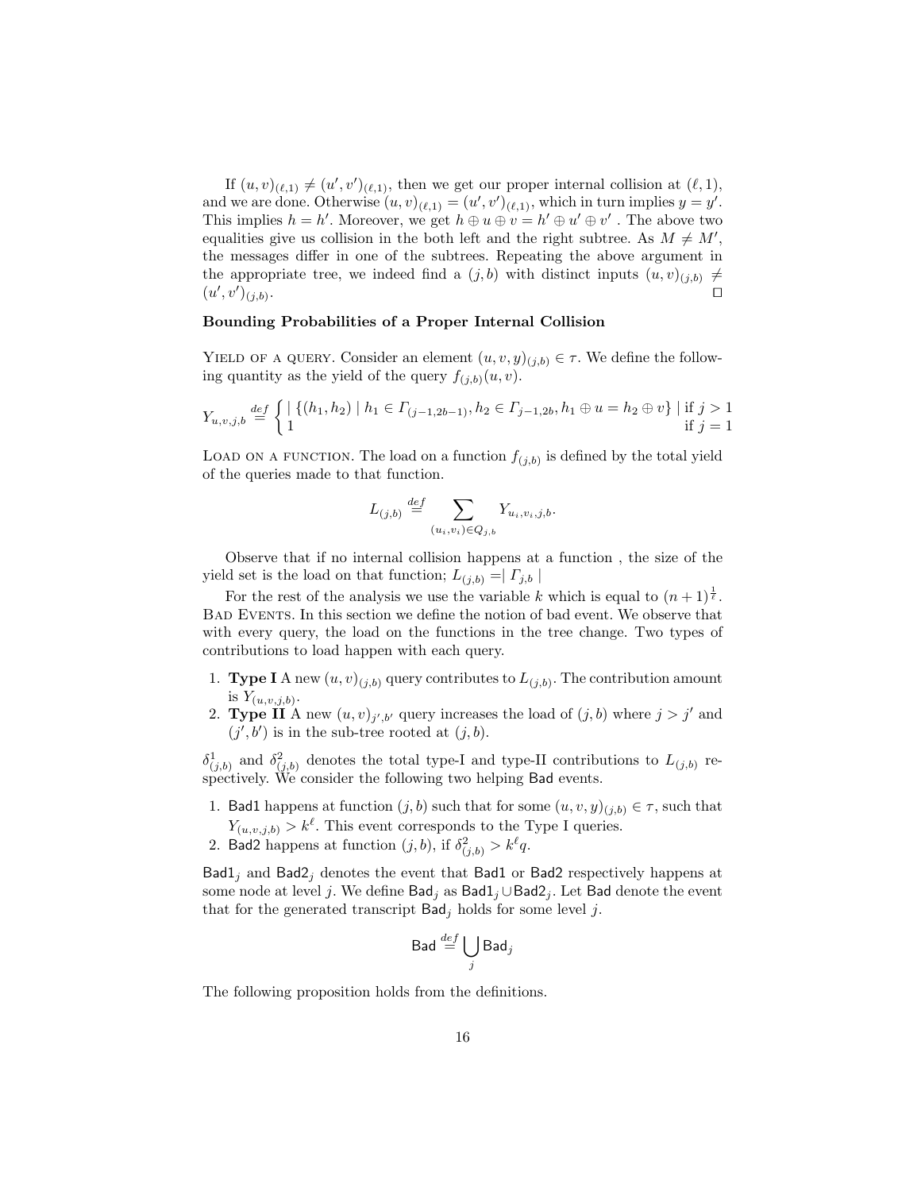If $(u,v)_{(\ell,1)} \neq (u',v')_{(\ell,1)}$, then we get our proper internal collision at $(\ell, 1)$, and we are done. Otherwise $(u,v)_{(\ell,1)} = (u',v')_{(\ell,1)}$, which in turn implies $y = y'$. This implies $h = h'$. Moreover, we get $h \oplus u \oplus v = h' \oplus u' \oplus v'$ . The above two equalities give us collision in the both left and the right subtree. As $M \neq M'$, the messages differ in one of the subtrees. Repeating the above argument in the appropriate tree, we indeed find a $(j,b)$ with distinct inputs $(u,v)_{(j,b)} \neq (u',v')_{(j,b)}$. ☐

**Bounding Probabilities of a Proper Internal Collision**

Yield of a query. Consider an element $(u,v,y)_{(j,b)} \in \tau$. We define the following quantity as the yield of the query $f_{(j,b)}(u,v)$.

$$Y_{u,v,j,b} \stackrel{def}{=} \begin{cases} \mid \{(h_1,h_2) \mid h_1 \in \Gamma_{(j-1,2b-1)}, h_2 \in \Gamma_{j-1,2b}, h_1 \oplus u = h_2 \oplus v\} \mid & \text{if } j > 1 \\ 1 & \text{if } j = 1 \end{cases}$$

Load on a function. The load on a function $f_{(j,b)}$ is defined by the total yield of the queries made to that function.

$$L_{(j,b)} \stackrel{def}{=} \sum_{(u_i,v_i) \in Q_{j,b}} Y_{u_i,v_i,j,b}.$$

Observe that if no internal collision happens at a function , the size of the yield set is the load on that function; $L_{(j,b)} = \mid \Gamma_{j,b} \mid$

For the rest of the analysis we use the variable $k$ which is equal to $(n+1)^{\frac{1}{\ell}}$.
Bad Events. In this section we define the notion of bad event. We observe that with every query, the load on the functions in the tree change. Two types of contributions to load happen with each query.

1. **Type I** A new $(u,v)_{(j,b)}$ query contributes to $L_{(j,b)}$. The contribution amount is $Y_{(u,v,j,b)}$.
2. **Type II** A new $(u,v)_{j',b'}$ query increases the load of $(j,b)$ where $j > j'$ and $(j',b')$ is in the sub-tree rooted at $(j,b)$.

$\delta^1_{(j,b)}$ and $\delta^2_{(j,b)}$ denotes the total type-I and type-II contributions to $L_{(j,b)}$ respectively. We consider the following two helping Bad events.

1. Bad1 happens at function $(j,b)$ such that for some $(u,v,y)_{(j,b)} \in \tau$, such that $Y_{(u,v,j,b)} > k^\ell$. This event corresponds to the Type I queries.
2. Bad2 happens at function $(j,b)$, if $\delta^2_{(j,b)} > k^\ell q$.

$\mathsf{Bad1}_j$ and $\mathsf{Bad2}_j$ denotes the event that Bad1 or Bad2 respectively happens at some node at level $j$. We define $\mathsf{Bad}_j$ as $\mathsf{Bad1}_j \cup \mathsf{Bad2}_j$. Let Bad denote the event that for the generated transcript $\mathsf{Bad}_j$ holds for some level $j$.

$$\mathsf{Bad} \stackrel{def}{=} \bigcup_j \mathsf{Bad}_j$$

The following proposition holds from the definitions.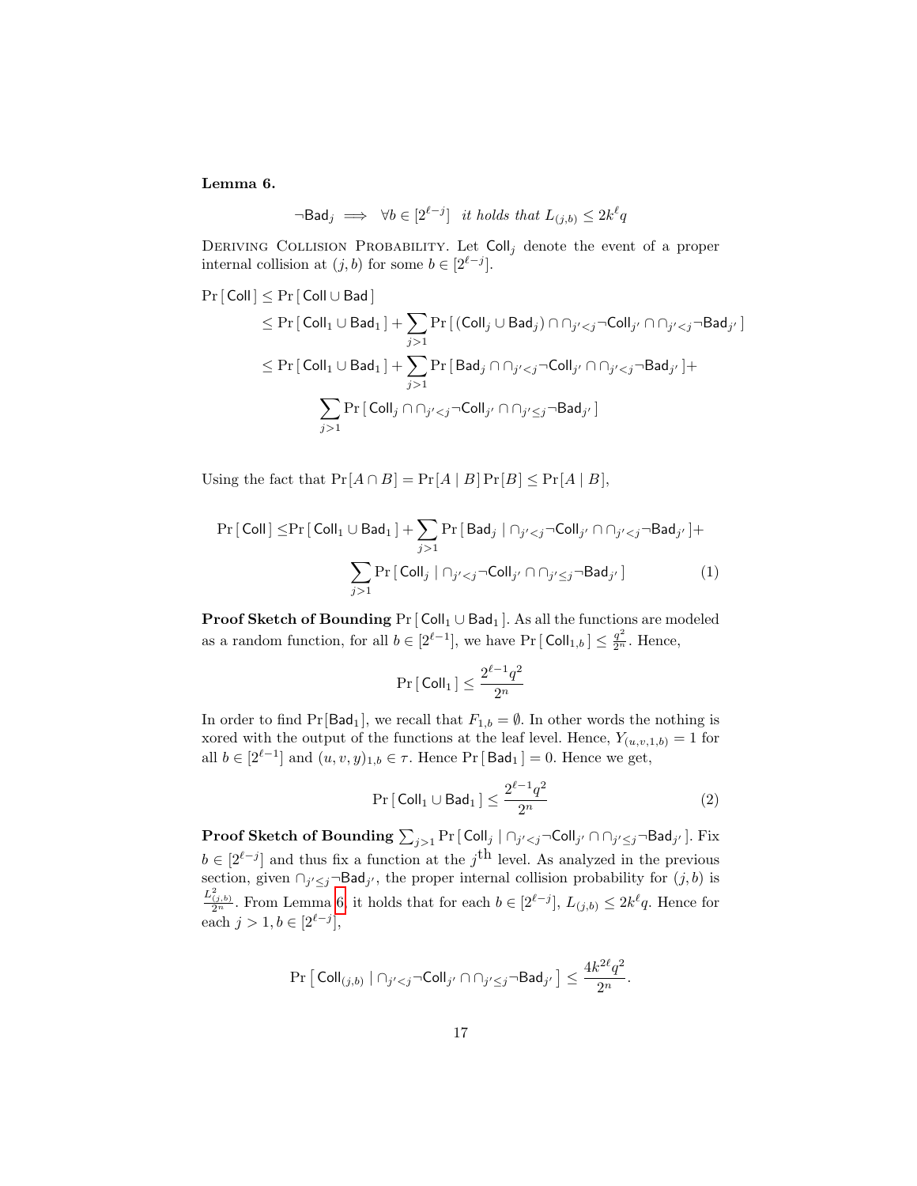**Lemma 6.**

$$\neg\mathsf{Bad}_j \implies \forall b \in [2^{\ell-j}] \ \ \textit{it holds that}\ L_{(j,b)} \leq 2k^\ell q$$

Deriving Collision Probability. Let $\mathsf{Coll}_j$ denote the event of a proper internal collision at $(j,b)$ for some $b \in [2^{\ell-j}]$.

$$\begin{aligned}
\Pr[\,\mathsf{Coll}\,] &\leq \Pr[\,\mathsf{Coll} \cup \mathsf{Bad}\,] \\
&\leq \Pr[\,\mathsf{Coll}_1 \cup \mathsf{Bad}_1\,] + \sum_{j>1} \Pr[\,(\mathsf{Coll}_j \cup \mathsf{Bad}_j) \cap \cap_{j'<j} \neg\mathsf{Coll}_{j'} \cap \cap_{j'<j} \neg\mathsf{Bad}_{j'}\,] \\
&\leq \Pr[\,\mathsf{Coll}_1 \cup \mathsf{Bad}_1\,] + \sum_{j>1} \Pr[\,\mathsf{Bad}_j \cap \cap_{j'<j} \neg\mathsf{Coll}_{j'} \cap \cap_{j'<j} \neg\mathsf{Bad}_{j'}\,] + \\
&\qquad \sum_{j>1} \Pr[\,\mathsf{Coll}_j \cap \cap_{j'<j} \neg\mathsf{Coll}_{j'} \cap \cap_{j'\leq j} \neg\mathsf{Bad}_{j'}\,]
\end{aligned}$$

Using the fact that $\Pr[A \cap B] = \Pr[A \mid B]\Pr[B] \leq \Pr[A \mid B]$,

$$\begin{aligned}
\Pr[\,\mathsf{Coll}\,] \leq &\Pr[\,\mathsf{Coll}_1 \cup \mathsf{Bad}_1\,] + \sum_{j>1} \Pr[\,\mathsf{Bad}_j \mid \cap_{j'<j} \neg\mathsf{Coll}_{j'} \cap \cap_{j'<j} \neg\mathsf{Bad}_{j'}\,] + \\
&\sum_{j>1} \Pr[\,\mathsf{Coll}_j \mid \cap_{j'<j} \neg\mathsf{Coll}_{j'} \cap \cap_{j'\leq j} \neg\mathsf{Bad}_{j'}\,] \qquad (1)
\end{aligned}$$

**Proof Sketch of Bounding** $\Pr[\,\mathsf{Coll}_1 \cup \mathsf{Bad}_1\,]$. As all the functions are modeled as a random function, for all $b \in [2^{\ell-1}]$, we have $\Pr[\,\mathsf{Coll}_{1,b}\,] \leq \frac{q^2}{2^n}$. Hence,

$$\Pr[\,\mathsf{Coll}_1\,] \leq \frac{2^{\ell-1}q^2}{2^n}$$

In order to find $\Pr[\mathsf{Bad}_1]$, we recall that $F_{1,b} = \emptyset$. In other words the nothing is xored with the output of the functions at the leaf level. Hence, $Y_{(u,v,1,b)} = 1$ for all $b \in [2^{\ell-1}]$ and $(u,v,y)_{1,b} \in \tau$. Hence $\Pr[\,\mathsf{Bad}_1\,] = 0$. Hence we get,

$$\Pr[\,\mathsf{Coll}_1 \cup \mathsf{Bad}_1\,] \leq \frac{2^{\ell-1}q^2}{2^n} \qquad (2)$$

**Proof Sketch of Bounding** $\sum_{j>1} \Pr[\,\mathsf{Coll}_j \mid \cap_{j'<j} \neg\mathsf{Coll}_{j'} \cap \cap_{j'\leq j} \neg\mathsf{Bad}_{j'}\,]$. Fix $b \in [2^{\ell-j}]$ and thus fix a function at the $j^{\text{th}}$ level. As analyzed in the previous section, given $\cap_{j'\leq j} \neg\mathsf{Bad}_{j'}$, the proper internal collision probability for $(j,b)$ is $\frac{L^2_{(j,b)}}{2^n}$. From Lemma 6, it holds that for each $b \in [2^{\ell-j}]$, $L_{(j,b)} \leq 2k^\ell q$. Hence for each $j > 1, b \in [2^{\ell-j}]$,

$$\Pr\left[\,\mathsf{Coll}_{(j,b)} \mid \cap_{j'<j} \neg\mathsf{Coll}_{j'} \cap \cap_{j'\leq j} \neg\mathsf{Bad}_{j'}\,\right] \leq \frac{4k^{2\ell}q^2}{2^n}.$$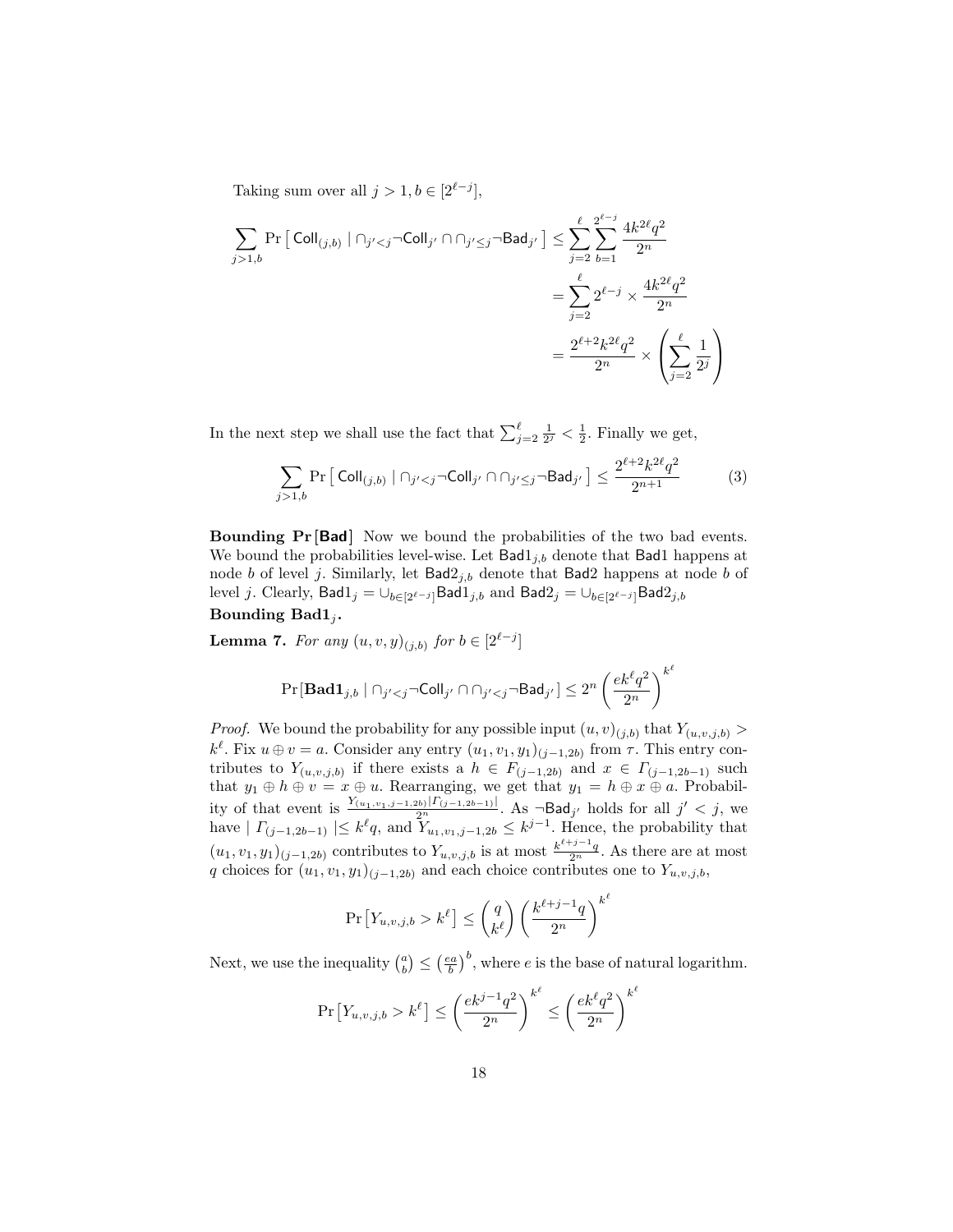Taking sum over all $j > 1, b \in [2^{\ell-j}]$,

$$
\begin{aligned}
\sum_{j>1,b} \Pr\left[\, \mathsf{Coll}_{(j,b)} \mid \cap_{j'<j} \neg \mathsf{Coll}_{j'} \cap \cap_{j' \le j} \neg \mathsf{Bad}_{j'} \,\right] &\le \sum_{j=2}^{\ell} \sum_{b=1}^{2^{\ell-j}} \frac{4k^{2\ell} q^2}{2^n} \\
&= \sum_{j=2}^{\ell} 2^{\ell-j} \times \frac{4k^{2\ell} q^2}{2^n} \\
&= \frac{2^{\ell+2} k^{2\ell} q^2}{2^n} \times \left( \sum_{j=2}^{\ell} \frac{1}{2^j} \right)
\end{aligned}
$$

In the next step we shall use the fact that $\sum_{j=2}^{\ell} \frac{1}{2^j} < \frac{1}{2}$. Finally we get,

$$
\sum_{j>1,b} \Pr\left[\, \mathsf{Coll}_{(j,b)} \mid \cap_{j'<j} \neg \mathsf{Coll}_{j'} \cap \cap_{j' \le j} \neg \mathsf{Bad}_{j'} \,\right] \le \frac{2^{\ell+2} k^{2\ell} q^2}{2^{n+1}} \tag{3}
$$

**Bounding $\Pr[\mathsf{Bad}]$** Now we bound the probabilities of the two bad events. We bound the probabilities level-wise. Let $\mathsf{Bad1}_{j,b}$ denote that $\mathsf{Bad1}$ happens at node $b$ of level $j$. Similarly, let $\mathsf{Bad2}_{j,b}$ denote that $\mathsf{Bad2}$ happens at node $b$ of level $j$. Clearly, $\mathsf{Bad1}_j = \cup_{b \in [2^{\ell-j}]} \mathsf{Bad1}_{j,b}$ and $\mathsf{Bad2}_j = \cup_{b \in [2^{\ell-j}]} \mathsf{Bad2}_{j,b}$

**Bounding $\mathbf{Bad1}_j$.**

**Lemma 7.** *For any $(u, v, y)_{(j,b)}$ for $b \in [2^{\ell-j}]$*

$$
\Pr[\mathbf{Bad1}_{j,b} \mid \cap_{j'<j} \neg \mathsf{Coll}_{j'} \cap \cap_{j'<j} \neg \mathsf{Bad}_{j'}] \le 2^n \left( \frac{e k^{\ell} q^2}{2^n} \right)^{k^{\ell}}
$$

*Proof.* We bound the probability for any possible input $(u, v)_{(j,b)}$ that $Y_{(u,v,j,b)} > k^{\ell}$. Fix $u \oplus v = a$. Consider any entry $(u_1, v_1, y_1)_{(j-1,2b)}$ from $\tau$. This entry contributes to $Y_{(u,v,j,b)}$ if there exists a $h \in F_{(j-1,2b)}$ and $x \in \Gamma_{(j-1,2b-1)}$ such that $y_1 \oplus h \oplus v = x \oplus u$. Rearranging, we get that $y_1 = h \oplus x \oplus a$. Probability of that event is $\frac{Y_{(u_1,v_1,j-1,2b)} |\Gamma_{(j-1,2b-1)}|}{2^n}$. As $\neg \mathsf{Bad}_{j'}$ holds for all $j' < j$, we have $|\, \Gamma_{(j-1,2b-1)} \,| \le k^{\ell} q$, and $Y_{u_1,v_1,j-1,2b} \le k^{j-1}$. Hence, the probability that $(u_1, v_1, y_1)_{(j-1,2b)}$ contributes to $Y_{u,v,j,b}$ is at most $\frac{k^{\ell+j-1} q}{2^n}$. As there are at most $q$ choices for $(u_1, v_1, y_1)_{(j-1,2b)}$ and each choice contributes one to $Y_{u,v,j,b}$,

$$
\Pr\left[Y_{u,v,j,b} > k^{\ell}\right] \le \binom{q}{k^{\ell}} \left( \frac{k^{\ell+j-1} q}{2^n} \right)^{k^{\ell}}
$$

Next, we use the inequality $\binom{a}{b} \le \left(\frac{ea}{b}\right)^b$, where $e$ is the base of natural logarithm.

$$
\Pr\left[Y_{u,v,j,b} > k^{\ell}\right] \le \left( \frac{e k^{j-1} q^2}{2^n} \right)^{k^{\ell}} \le \left( \frac{e k^{\ell} q^2}{2^n} \right)^{k^{\ell}}
$$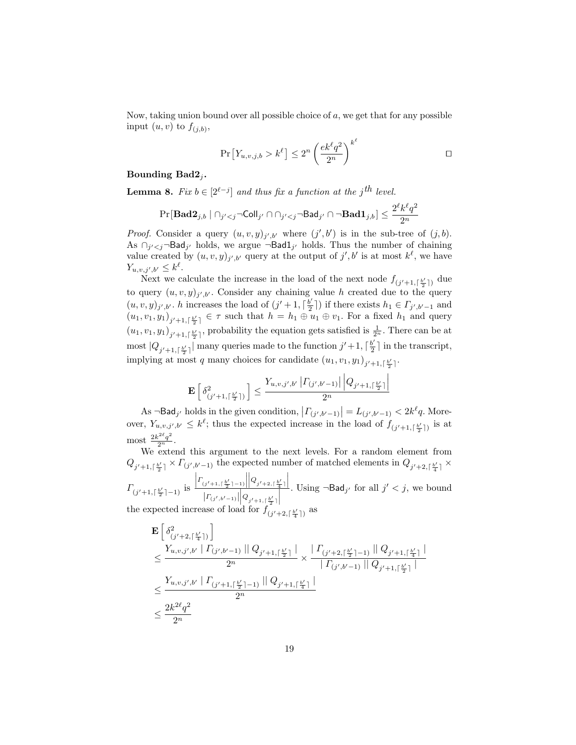Now, taking union bound over all possible choice of $a$, we get that for any possible input $(u, v)$ to $f_{(j,b)}$,

$$\Pr\left[Y_{u,v,j,b} > k^{\ell}\right] \leq 2^n \left(\frac{ek^{\ell}q^2}{2^n}\right)^{k^{\ell}} \qquad \square$$

**Bounding $\mathbf{Bad2}_j$.**

**Lemma 8.** *Fix $b \in [2^{\ell-j}]$ and thus fix a function at the $j^{th}$ level.*

$$\Pr[\mathbf{Bad2}_{j,b} \mid \cap_{j'<j}\neg\mathsf{Coll}_{j'} \cap \cap_{j'<j}\neg\mathsf{Bad}_{j'} \cap \neg\mathbf{Bad1}_{j,b}] \leq \frac{2^{\ell}k^{\ell}q^2}{2^n}$$

*Proof.* Consider a query $(u, v, y)_{j',b'}$ where $(j', b')$ is in the sub-tree of $(j, b)$. As $\cap_{j'<j}\neg\mathsf{Bad}_{j'}$ holds, we argue $\neg\mathsf{Bad1}_{j'}$ holds. Thus the number of chaining value created by $(u, v, y)_{j',b'}$ query at the output of $j', b'$ is at most $k^{\ell}$, we have $Y_{u,v,j',b'} \leq k^{\ell}$.

Next we calculate the increase in the load of the next node $f_{(j'+1,\lceil\frac{b'}{2}\rceil)}$ due to query $(u, v, y)_{j',b'}$. Consider any chaining value $h$ created due to the query $(u, v, y)_{j',b'}$. $h$ increases the load of $(j'+1, \lceil\frac{b'}{2}\rceil)$ if there exists $h_1 \in \Gamma_{j',b'-1}$ and $(u_1, v_1, y_1)_{j'+1,\lceil\frac{b'}{2}\rceil} \in \tau$ such that $h = h_1 \oplus u_1 \oplus v_1$. For a fixed $h_1$ and query $(u_1, v_1, y_1)_{j'+1,\lceil\frac{b'}{2}\rceil}$, probability the equation gets satisfied is $\frac{1}{2^n}$. There can be at most $|Q_{j'+1,\lceil\frac{b'}{2}\rceil}|$ many queries made to the function $j'+1, \lceil\frac{b'}{2}\rceil$ in the transcript, implying at most $q$ many choices for candidate $(u_1, v_1, y_1)_{j'+1,\lceil\frac{b'}{2}\rceil}$.

$$\mathbf{E}\left[\delta^2_{(j'+1,\lceil\frac{b'}{2}\rceil)}\right] \leq \frac{Y_{u,v,j',b'}\left|\Gamma_{(j',b'-1)}\right|\left|Q_{j'+1,\lceil\frac{b'}{2}\rceil}\right|}{2^n}$$

As $\neg\mathsf{Bad}_{j'}$ holds in the given condition, $\left|\Gamma_{(j',b'-1)}\right| = L_{(j',b'-1)} < 2k^{\ell}q$. Moreover, $Y_{u,v,j',b'} \leq k^{\ell}$; thus the expected increase in the load of $f_{(j'+1,\lceil\frac{b'}{2}\rceil)}$ is at most $\frac{2k^{2\ell}q^2}{2^n}$.

We extend this argument to the next levels. For a random element from $Q_{j'+1,\lceil\frac{b'}{2}\rceil} \times \Gamma_{(j',b'-1)}$ the expected number of matched elements in $Q_{j'+2,\lceil\frac{b'}{4}\rceil} \times \Gamma_{(j'+1,\lceil\frac{b'}{2}\rceil-1)}$ is $\frac{\left|\Gamma_{(j'+1,\lceil\frac{b'}{2}\rceil-1)}\right|\left|Q_{j'+2,\lceil\frac{b'}{4}\rceil}\right|}{\left|\Gamma_{(j',b'-1)}\right|\left|Q_{j'+1,\lceil\frac{b'}{2}\rceil}\right|}$. Using $\neg\mathsf{Bad}_{j'}$ for all $j' < j$, we bound the expected increase of load for $f_{(j'+2,\lceil\frac{b'}{4}\rceil)}$ as

$$\begin{aligned}
&\mathbf{E}\left[\delta^2_{(j'+2,\lceil\frac{b'}{4}\rceil)}\right] \\
&\leq \frac{Y_{u,v,j',b'} \mid \Gamma_{(j',b'-1)} \mid\mid Q_{j'+1,\lceil\frac{b'}{2}\rceil} \mid}{2^n} \times \frac{\mid \Gamma_{(j'+2,\lceil\frac{b'}{2}\rceil-1)} \mid\mid Q_{j'+1,\lceil\frac{b'}{4}\rceil} \mid}{\mid \Gamma_{(j',b'-1)} \mid\mid Q_{j'+1,\lceil\frac{b'}{2}\rceil} \mid} \\
&\leq \frac{Y_{u,v,j',b'} \mid \Gamma_{(j'+1,\lceil\frac{b'}{2}\rceil-1)} \mid\mid Q_{j'+1,\lceil\frac{b'}{4}\rceil} \mid}{2^n} \\
&\leq \frac{2k^{2\ell}q^2}{2^n}
\end{aligned}$$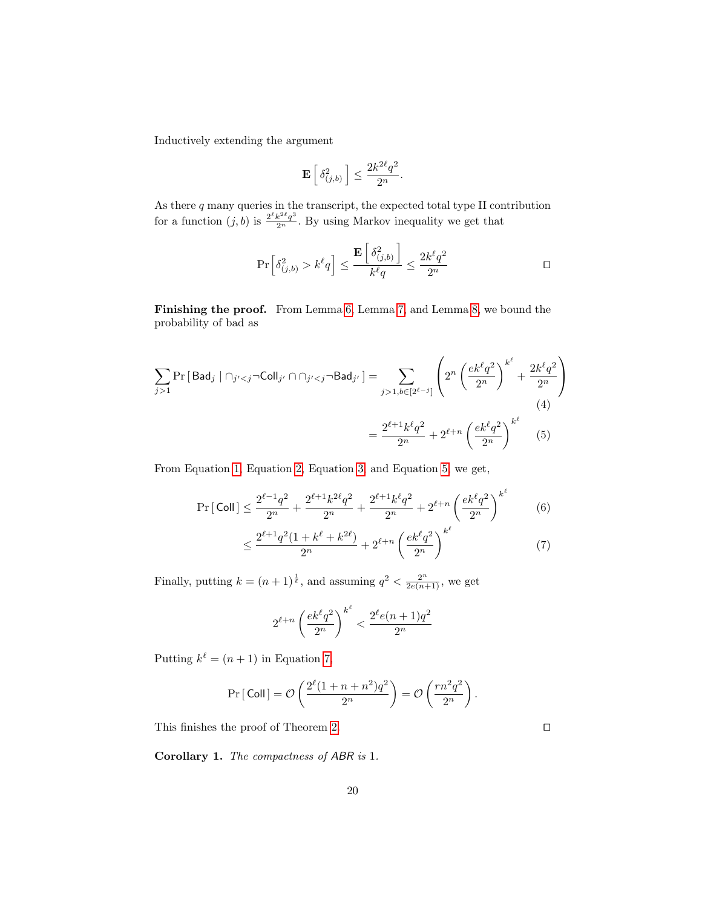Inductively extending the argument

$$\mathbf{E}\left[\,\delta^2_{(j,b)}\,\right] \leq \frac{2k^{2\ell}q^2}{2^n}.$$

As there $q$ many queries in the transcript, the expected total type II contribution for a function $(j,b)$ is $\frac{2^\ell k^{2\ell} q^3}{2^n}$. By using Markov inequality we get that

$$\Pr\left[\delta^2_{(j,b)} > k^\ell q\right] \leq \frac{\mathbf{E}\left[\,\delta^2_{(j,b)}\,\right]}{k^\ell q} \leq \frac{2k^\ell q^2}{2^n}$$

□

**Finishing the proof.** From Lemma 6, Lemma 7, and Lemma 8, we bound the probability of bad as

$$\sum_{j>1} \Pr\left[\,\mathsf{Bad}_j \mid \cap_{j'<j} \neg\mathsf{Coll}_{j'} \cap \cap_{j'<j} \neg\mathsf{Bad}_{j'}\,\right] = \sum_{j>1, b\in[2^{\ell-j}]} \left(2^n \left(\frac{ek^\ell q^2}{2^n}\right)^{k^\ell} + \frac{2k^\ell q^2}{2^n}\right) \tag{4}$$

$$= \frac{2^{\ell+1}k^\ell q^2}{2^n} + 2^{\ell+n}\left(\frac{ek^\ell q^2}{2^n}\right)^{k^\ell} \tag{5}$$

From Equation 1, Equation 2, Equation 3, and Equation 5, we get,

$$\Pr\left[\,\mathsf{Coll}\,\right] \leq \frac{2^{\ell-1}q^2}{2^n} + \frac{2^{\ell+1}k^{2\ell}q^2}{2^n} + \frac{2^{\ell+1}k^\ell q^2}{2^n} + 2^{\ell+n}\left(\frac{ek^\ell q^2}{2^n}\right)^{k^\ell} \tag{6}$$

$$\leq \frac{2^{\ell+1}q^2(1+k^\ell+k^{2\ell})}{2^n} + 2^{\ell+n}\left(\frac{ek^\ell q^2}{2^n}\right)^{k^\ell} \tag{7}$$

Finally, putting $k = (n+1)^{\frac{1}{\ell}}$, and assuming $q^2 < \frac{2^n}{2e(n+1)}$, we get

$$2^{\ell+n}\left(\frac{ek^\ell q^2}{2^n}\right)^{k^\ell} < \frac{2^\ell e(n+1)q^2}{2^n}$$

Putting $k^\ell = (n+1)$ in Equation 7,

$$\Pr\left[\,\mathsf{Coll}\,\right] = \mathcal{O}\left(\frac{2^\ell(1+n+n^2)q^2}{2^n}\right) = \mathcal{O}\left(\frac{rn^2q^2}{2^n}\right).$$

This finishes the proof of Theorem 2. □

**Corollary 1.** *The compactness of* $\mathsf{ABR}$ *is* 1.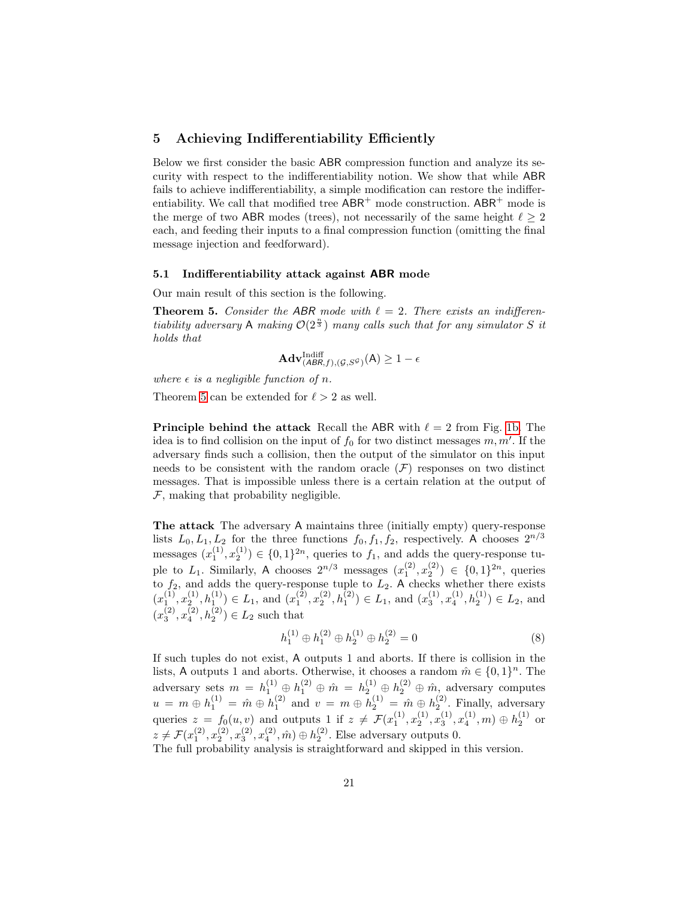## 5 Achieving Indifferentiability Efficiently

Below we first consider the basic ABR compression function and analyze its security with respect to the indifferentiability notion. We show that while ABR fails to achieve indifferentiability, a simple modification can restore the indifferentiability. We call that modified tree $\mathsf{ABR}^+$ mode construction. $\mathsf{ABR}^+$ mode is the merge of two ABR modes (trees), not necessarily of the same height $\ell \geq 2$ each, and feeding their inputs to a final compression function (omitting the final message injection and feedforward).

### 5.1 Indifferentiability attack against ABR mode

Our main result of this section is the following.

**Theorem 5.** *Consider the ABR mode with $\ell = 2$. There exists an indifferentiability adversary $\mathsf{A}$ making $\mathcal{O}(2^{\frac{n}{3}})$ many calls such that for any simulator $S$ it holds that*

$$\mathbf{Adv}^{\text{Indiff}}_{(ABR,f),(\mathcal{G},S^{\mathcal{G}})}(\mathsf{A}) \geq 1 - \epsilon$$

*where $\epsilon$ is a negligible function of $n$.*

Theorem 5 can be extended for $\ell > 2$ as well.

**Principle behind the attack** Recall the ABR with $\ell = 2$ from Fig. 1b. The idea is to find collision on the input of $f_0$ for two distinct messages $m, m'$. If the adversary finds such a collision, then the output of the simulator on this input needs to be consistent with the random oracle ($\mathcal{F}$) responses on two distinct messages. That is impossible unless there is a certain relation at the output of $\mathcal{F}$, making that probability negligible.

**The attack** The adversary $\mathsf{A}$ maintains three (initially empty) query-response lists $L_0, L_1, L_2$ for the three functions $f_0, f_1, f_2$, respectively. $\mathsf{A}$ chooses $2^{n/3}$ messages $(x_1^{(1)}, x_2^{(1)}) \in \{0,1\}^{2n}$, queries to $f_1$, and adds the query-response tuple to $L_1$. Similarly, $\mathsf{A}$ chooses $2^{n/3}$ messages $(x_1^{(2)}, x_2^{(2)}) \in \{0,1\}^{2n}$, queries to $f_2$, and adds the query-response tuple to $L_2$. $\mathsf{A}$ checks whether there exists $(x_1^{(1)}, x_2^{(1)}, h_1^{(1)}) \in L_1$, and $(x_1^{(2)}, x_2^{(2)}, h_1^{(2)}) \in L_1$, and $(x_3^{(1)}, x_4^{(1)}, h_2^{(1)}) \in L_2$, and $(x_3^{(2)}, x_4^{(2)}, h_2^{(2)}) \in L_2$ such that

$$h_1^{(1)} \oplus h_1^{(2)} \oplus h_2^{(1)} \oplus h_2^{(2)} = 0 \tag{8}$$

If such tuples do not exist, $\mathsf{A}$ outputs 1 and aborts. If there is collision in the lists, $\mathsf{A}$ outputs 1 and aborts. Otherwise, it chooses a random $\hat{m} \in \{0,1\}^n$. The adversary sets $m = h_1^{(1)} \oplus h_1^{(2)} \oplus \hat{m} = h_2^{(1)} \oplus h_2^{(2)} \oplus \hat{m}$, adversary computes $u = m \oplus h_1^{(1)} = \hat{m} \oplus h_1^{(2)}$ and $v = m \oplus h_2^{(1)} = \hat{m} \oplus h_2^{(2)}$. Finally, adversary queries $z = f_0(u, v)$ and outputs 1 if $z \neq \mathcal{F}(x_1^{(1)}, x_2^{(1)}, x_3^{(1)}, x_4^{(1)}, m) \oplus h_2^{(1)}$ or $z \neq \mathcal{F}(x_1^{(2)}, x_2^{(2)}, x_3^{(2)}, x_4^{(2)}, \hat{m}) \oplus h_2^{(2)}$. Else adversary outputs 0.
The full probability analysis is straightforward and skipped in this version.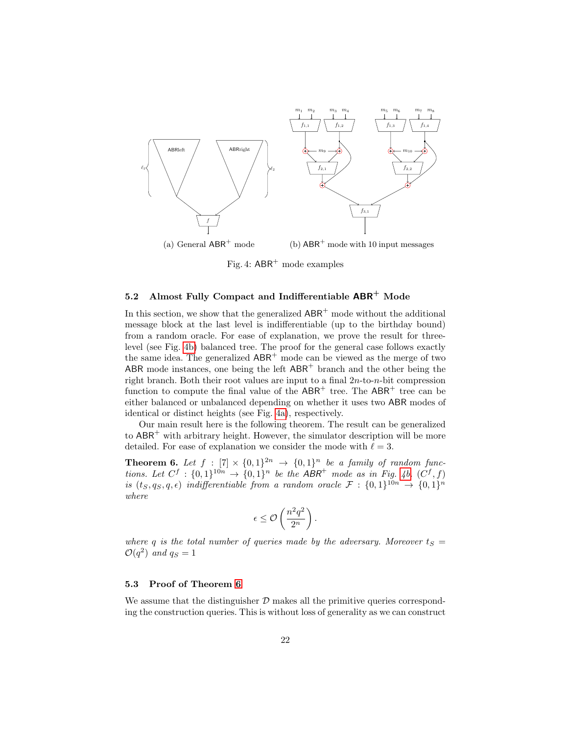(a) General $\mathsf{ABR}^+$ mode (b) $\mathsf{ABR}^+$ mode with 10 input messages

Fig. 4: $\mathsf{ABR}^+$ mode examples

### 5.2 Almost Fully Compact and Indifferentiable $\mathsf{ABR}^+$ Mode

In this section, we show that the generalized $\mathsf{ABR}^+$ mode without the additional message block at the last level is indifferentiable (up to the birthday bound) from a random oracle. For ease of explanation, we prove the result for three-level (see Fig. 4b) balanced tree. The proof for the general case follows exactly the same idea. The generalized $\mathsf{ABR}^+$ mode can be viewed as the merge of two $\mathsf{ABR}$ mode instances, one being the left $\mathsf{ABR}^+$ branch and the other being the right branch. Both their root values are input to a final $2n$-to-$n$-bit compression function to compute the final value of the $\mathsf{ABR}^+$ tree. The $\mathsf{ABR}^+$ tree can be either balanced or unbalanced depending on whether it uses two $\mathsf{ABR}$ modes of identical or distinct heights (see Fig. 4a), respectively.

Our main result here is the following theorem. The result can be generalized to $\mathsf{ABR}^+$ with arbitrary height. However, the simulator description will be more detailed. For ease of explanation we consider the mode with $\ell = 3$.

**Theorem 6.** *Let $f : [7] \times \{0,1\}^{2n} \rightarrow \{0,1\}^n$ be a family of random functions. Let $C^f : \{0,1\}^{10n} \rightarrow \{0,1\}^n$ be the $\mathsf{ABR}^+$ mode as in Fig. 4b. $(C^f, f)$ is $(t_S, q_S, q, \epsilon)$ indifferentiable from a random oracle $\mathcal{F} : \{0,1\}^{10n} \rightarrow \{0,1\}^n$ where*

$$\epsilon \leq \mathcal{O}\left(\frac{n^2 q^2}{2^n}\right).$$

*where $q$ is the total number of queries made by the adversary. Moreover $t_S = \mathcal{O}(q^2)$ and $q_S = 1$*

### 5.3 Proof of Theorem 6

We assume that the distinguisher $\mathcal{D}$ makes all the primitive queries corresponding the construction queries. This is without loss of generality as we can construct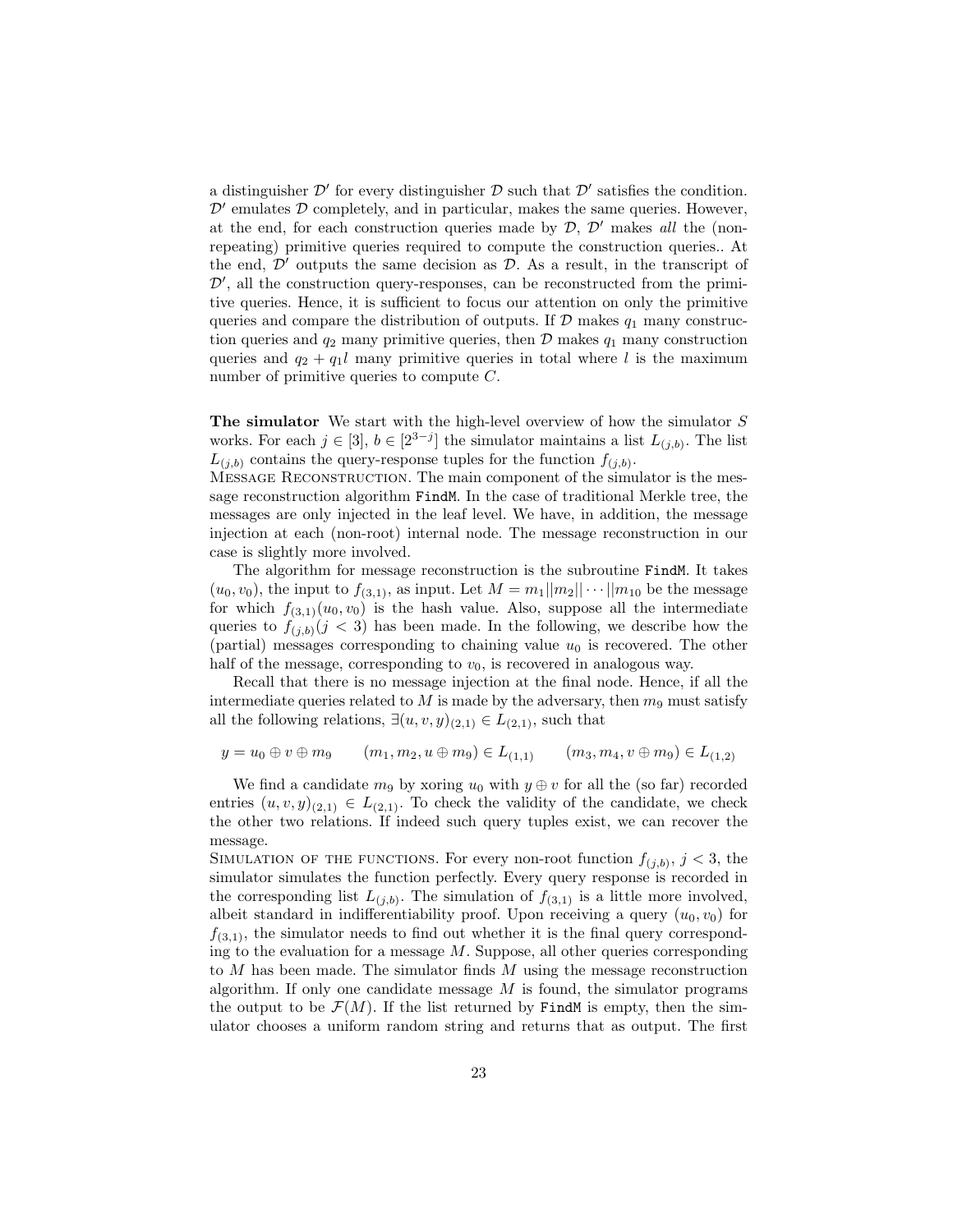a distinguisher $\mathcal{D}'$ for every distinguisher $\mathcal{D}$ such that $\mathcal{D}'$ satisfies the condition. $\mathcal{D}'$ emulates $\mathcal{D}$ completely, and in particular, makes the same queries. However, at the end, for each construction queries made by $\mathcal{D}$, $\mathcal{D}'$ makes *all* the (non-repeating) primitive queries required to compute the construction queries.. At the end, $\mathcal{D}'$ outputs the same decision as $\mathcal{D}$. As a result, in the transcript of $\mathcal{D}'$, all the construction query-responses, can be reconstructed from the primitive queries. Hence, it is sufficient to focus our attention on only the primitive queries and compare the distribution of outputs. If $\mathcal{D}$ makes $q_1$ many construction queries and $q_2$ many primitive queries, then $\mathcal{D}$ makes $q_1$ many construction queries and $q_2 + q_1 l$ many primitive queries in total where $l$ is the maximum number of primitive queries to compute $C$.

**The simulator** We start with the high-level overview of how the simulator $S$ works. For each $j \in [3]$, $b \in [2^{3-j}]$ the simulator maintains a list $L_{(j,b)}$. The list $L_{(j,b)}$ contains the query-response tuples for the function $f_{(j,b)}$.

Message Reconstruction. The main component of the simulator is the message reconstruction algorithm `FindM`. In the case of traditional Merkle tree, the messages are only injected in the leaf level. We have, in addition, the message injection at each (non-root) internal node. The message reconstruction in our case is slightly more involved.

The algorithm for message reconstruction is the subroutine `FindM`. It takes $(u_0, v_0)$, the input to $f_{(3,1)}$, as input. Let $M = m_1||m_2||\cdots||m_{10}$ be the message for which $f_{(3,1)}(u_0, v_0)$ is the hash value. Also, suppose all the intermediate queries to $f_{(j,b)}(j < 3)$ has been made. In the following, we describe how the (partial) messages corresponding to chaining value $u_0$ is recovered. The other half of the message, corresponding to $v_0$, is recovered in analogous way.

Recall that there is no message injection at the final node. Hence, if all the intermediate queries related to $M$ is made by the adversary, then $m_9$ must satisfy all the following relations, $\exists (u, v, y)_{(2,1)} \in L_{(2,1)}$, such that

$$y = u_0 \oplus v \oplus m_9 \qquad (m_1, m_2, u \oplus m_9) \in L_{(1,1)} \qquad (m_3, m_4, v \oplus m_9) \in L_{(1,2)}$$

We find a candidate $m_9$ by xoring $u_0$ with $y \oplus v$ for all the (so far) recorded entries $(u, v, y)_{(2,1)} \in L_{(2,1)}$. To check the validity of the candidate, we check the other two relations. If indeed such query tuples exist, we can recover the message.

Simulation of the functions. For every non-root function $f_{(j,b)}$, $j < 3$, the simulator simulates the function perfectly. Every query response is recorded in the corresponding list $L_{(j,b)}$. The simulation of $f_{(3,1)}$ is a little more involved, albeit standard in indifferentiability proof. Upon receiving a query $(u_0, v_0)$ for $f_{(3,1)}$, the simulator needs to find out whether it is the final query corresponding to the evaluation for a message $M$. Suppose, all other queries corresponding to $M$ has been made. The simulator finds $M$ using the message reconstruction algorithm. If only one candidate message $M$ is found, the simulator programs the output to be $\mathcal{F}(M)$. If the list returned by `FindM` is empty, then the simulator chooses a uniform random string and returns that as output. The first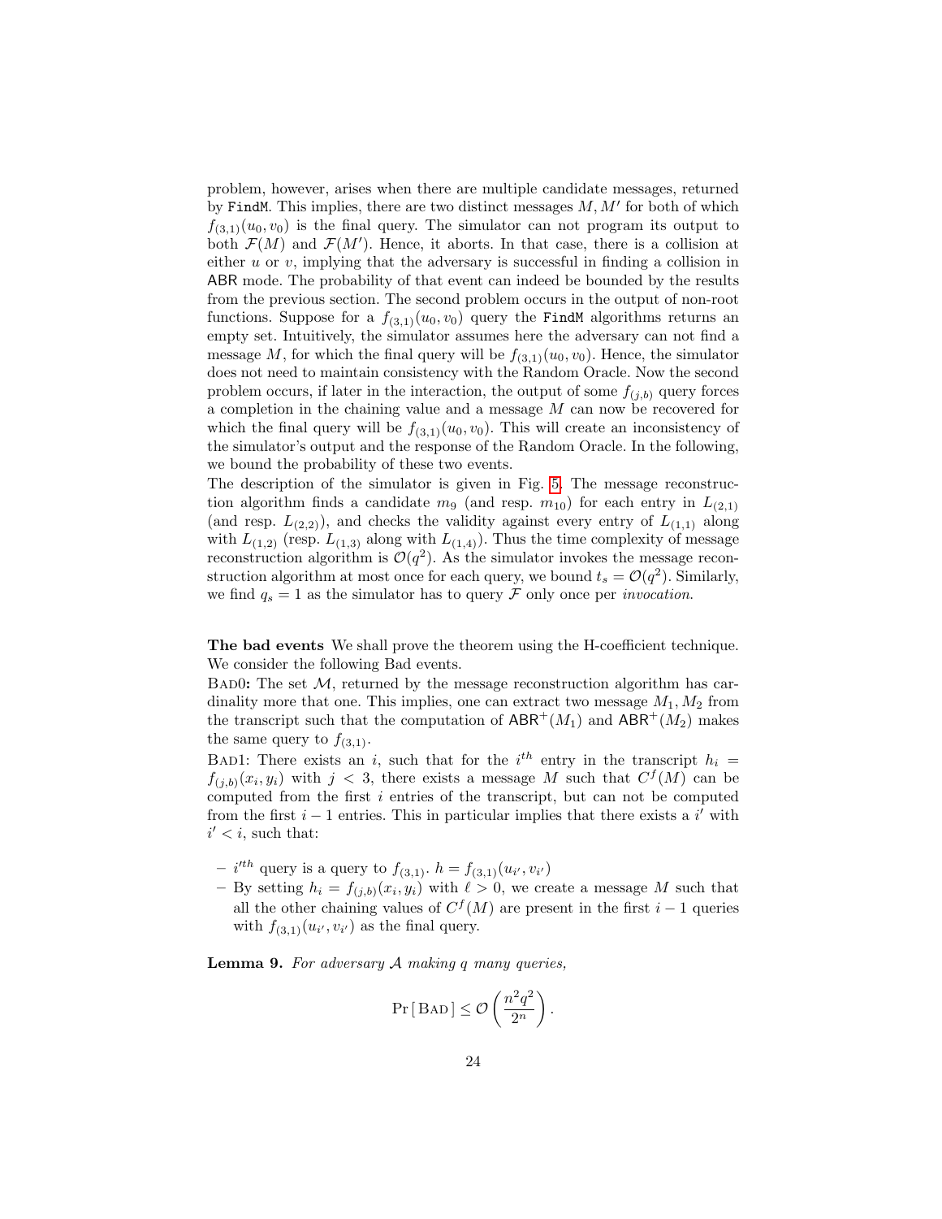problem, however, arises when there are multiple candidate messages, returned by `FindM`. This implies, there are two distinct messages $M, M'$ for both of which $f_{(3,1)}(u_0, v_0)$ is the final query. The simulator can not program its output to both $\mathcal{F}(M)$ and $\mathcal{F}(M')$. Hence, it aborts. In that case, there is a collision at either $u$ or $v$, implying that the adversary is successful in finding a collision in ABR mode. The probability of that event can indeed be bounded by the results from the previous section. The second problem occurs in the output of non-root functions. Suppose for a $f_{(3,1)}(u_0, v_0)$ query the `FindM` algorithms returns an empty set. Intuitively, the simulator assumes here the adversary can not find a message $M$, for which the final query will be $f_{(3,1)}(u_0, v_0)$. Hence, the simulator does not need to maintain consistency with the Random Oracle. Now the second problem occurs, if later in the interaction, the output of some $f_{(j,b)}$ query forces a completion in the chaining value and a message $M$ can now be recovered for which the final query will be $f_{(3,1)}(u_0, v_0)$. This will create an inconsistency of the simulator's output and the response of the Random Oracle. In the following, we bound the probability of these two events.

The description of the simulator is given in Fig. 5. The message reconstruction algorithm finds a candidate $m_9$ (and resp. $m_{10}$) for each entry in $L_{(2,1)}$ (and resp. $L_{(2,2)}$), and checks the validity against every entry of $L_{(1,1)}$ along with $L_{(1,2)}$ (resp. $L_{(1,3)}$ along with $L_{(1,4)}$). Thus the time complexity of message reconstruction algorithm is $\mathcal{O}(q^2)$. As the simulator invokes the message reconstruction algorithm at most once for each query, we bound $t_s = \mathcal{O}(q^2)$. Similarly, we find $q_s = 1$ as the simulator has to query $\mathcal{F}$ only once per *invocation.*

**The bad events** We shall prove the theorem using the H-coefficient technique. We consider the following Bad events.

BAD0**:** The set $\mathcal{M}$, returned by the message reconstruction algorithm has cardinality more that one. This implies, one can extract two message $M_1, M_2$ from the transcript such that the computation of $\mathsf{ABR}^+(M_1)$ and $\mathsf{ABR}^+(M_2)$ makes the same query to $f_{(3,1)}$.

BAD1: There exists an $i$, such that for the $i^{th}$ entry in the transcript $h_i = f_{(j,b)}(x_i, y_i)$ with $j < 3$, there exists a message $M$ such that $C^f(M)$ can be computed from the first $i$ entries of the transcript, but can not be computed from the first $i-1$ entries. This in particular implies that there exists a $i'$ with $i' < i$, such that:

- $i'^{th}$ query is a query to $f_{(3,1)}$. $h = f_{(3,1)}(u_{i'}, v_{i'})$
- By setting $h_i = f_{(j,b)}(x_i, y_i)$ with $\ell > 0$, we create a message $M$ such that all the other chaining values of $C^f(M)$ are present in the first $i-1$ queries with $f_{(3,1)}(u_{i'}, v_{i'})$ as the final query.

**Lemma 9.** *For adversary $\mathcal{A}$ making $q$ many queries,*

$$\Pr[\,\text{BAD}\,] \leq \mathcal{O}\left(\frac{n^2 q^2}{2^n}\right).$$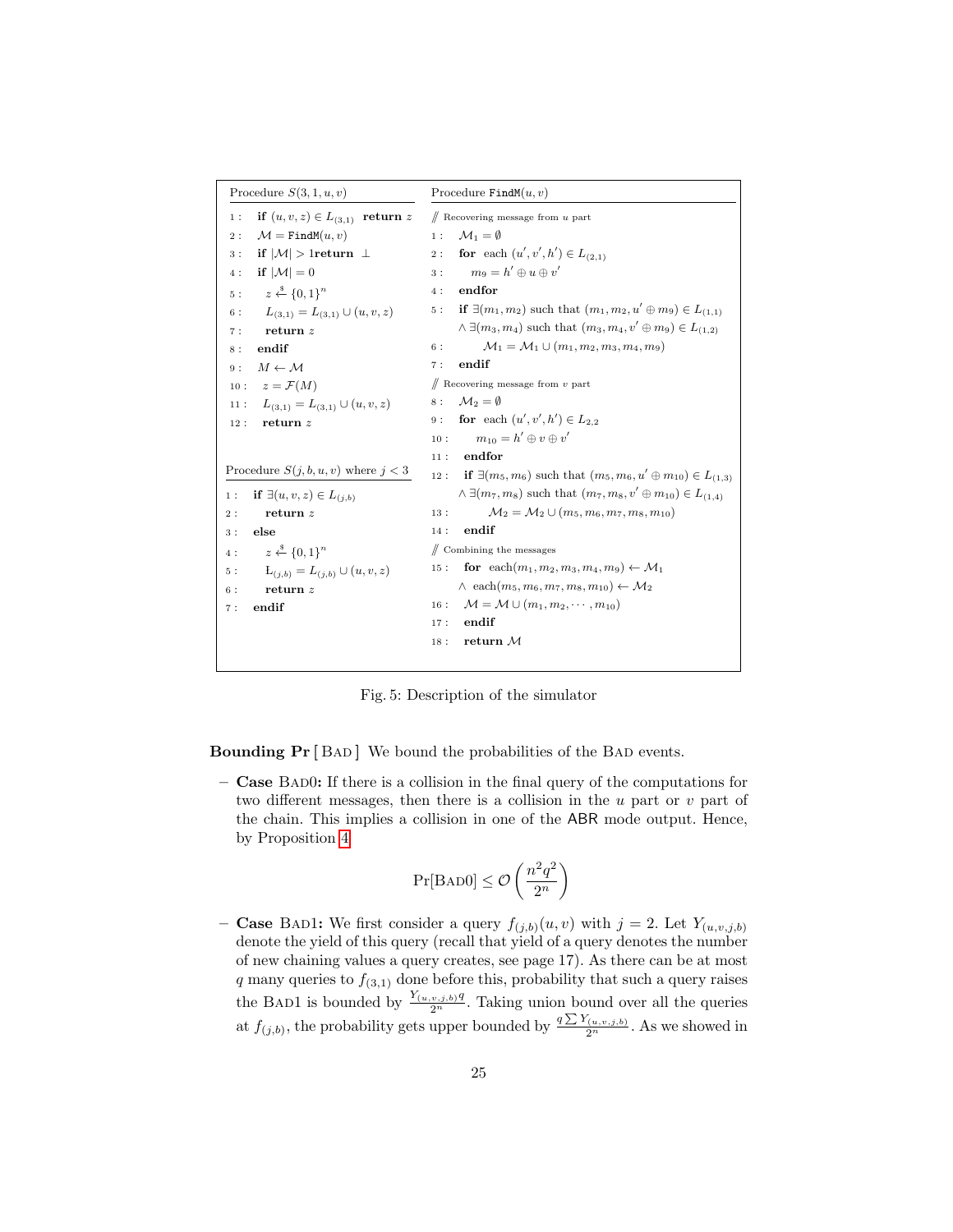```
Procedure S(3, 1, u, v)
1 :  if (u, v, z) ∈ L_(3,1)  return z
2 :  𝓜 = FindM(u, v)
3 :  if |𝓜| > 1return ⊥
4 :  if |𝓜| = 0
5 :    z ←$ {0,1}^n
6 :    L_(3,1) = L_(3,1) ∪ (u, v, z)
7 :    return z
8 :  endif
9 :  M ← 𝓜
10 :  z = 𝓕(M)
11 :  L_(3,1) = L_(3,1) ∪ (u, v, z)
12 :  return z

Procedure S(j, b, u, v) where j < 3
1 :  if ∃(u, v, z) ∈ L_(j,b)
2 :    return z
3 :  else
4 :    z ←$ {0,1}^n
5 :    L_(j,b) = L_(j,b) ∪ (u, v, z)
6 :    return z
7 :  endif
```

```
Procedure FindM(u, v)
// Recovering message from u part
1 :  𝓜_1 = ∅
2 :  for each (u', v', h') ∈ L_(2,1)
3 :    m_9 = h' ⊕ u ⊕ v'
4 :  endfor
5 :  if ∃(m_1, m_2) such that (m_1, m_2, u' ⊕ m_9) ∈ L_(1,1)
     ∧ ∃(m_3, m_4) such that (m_3, m_4, v' ⊕ m_9) ∈ L_(1,2)
6 :    𝓜_1 = 𝓜_1 ∪ (m_1, m_2, m_3, m_4, m_9)
7 :  endif
// Recovering message from v part
8 :  𝓜_2 = ∅
9 :  for each (u', v', h') ∈ L_2,2
10 :    m_10 = h' ⊕ v ⊕ v'
11 :  endfor
12 :  if ∃(m_5, m_6) such that (m_5, m_6, u' ⊕ m_10) ∈ L_(1,3)
     ∧ ∃(m_7, m_8) such that (m_7, m_8, v' ⊕ m_10) ∈ L_(1,4)
13 :    𝓜_2 = 𝓜_2 ∪ (m_5, m_6, m_7, m_8, m_10)
14 :  endif
// Combining the messages
15 :  for each(m_1, m_2, m_3, m_4, m_9) ← 𝓜_1
     ∧ each(m_5, m_6, m_7, m_8, m_10) ← 𝓜_2
16 :  𝓜 = 𝓜 ∪ (m_1, m_2, ⋯ , m_10)
17 :  endif
18 :  return 𝓜
```

Fig. 5: Description of the simulator

**Bounding Pr [ BAD ]** We bound the probabilities of the BAD events.

- **Case** BAD0**:** If there is a collision in the final query of the computations for two different messages, then there is a collision in the $u$ part or $v$ part of the chain. This implies a collision in one of the ABR mode output. Hence, by Proposition 4

$$\Pr[\text{BAD0}] \leq \mathcal{O}\left(\frac{n^2 q^2}{2^n}\right)$$

- **Case** BAD1**:** We first consider a query $f_{(j,b)}(u, v)$ with $j = 2$. Let $Y_{(u,v,j,b)}$ denote the yield of this query (recall that yield of a query denotes the number of new chaining values a query creates, see page 17). As there can be at most $q$ many queries to $f_{(3,1)}$ done before this, probability that such a query raises the BAD1 is bounded by $\frac{Y_{(u,v,j,b)} q}{2^n}$. Taking union bound over all the queries at $f_{(j,b)}$, the probability gets upper bounded by $\frac{q \sum Y_{(u,v,j,b)}}{2^n}$. As we showed in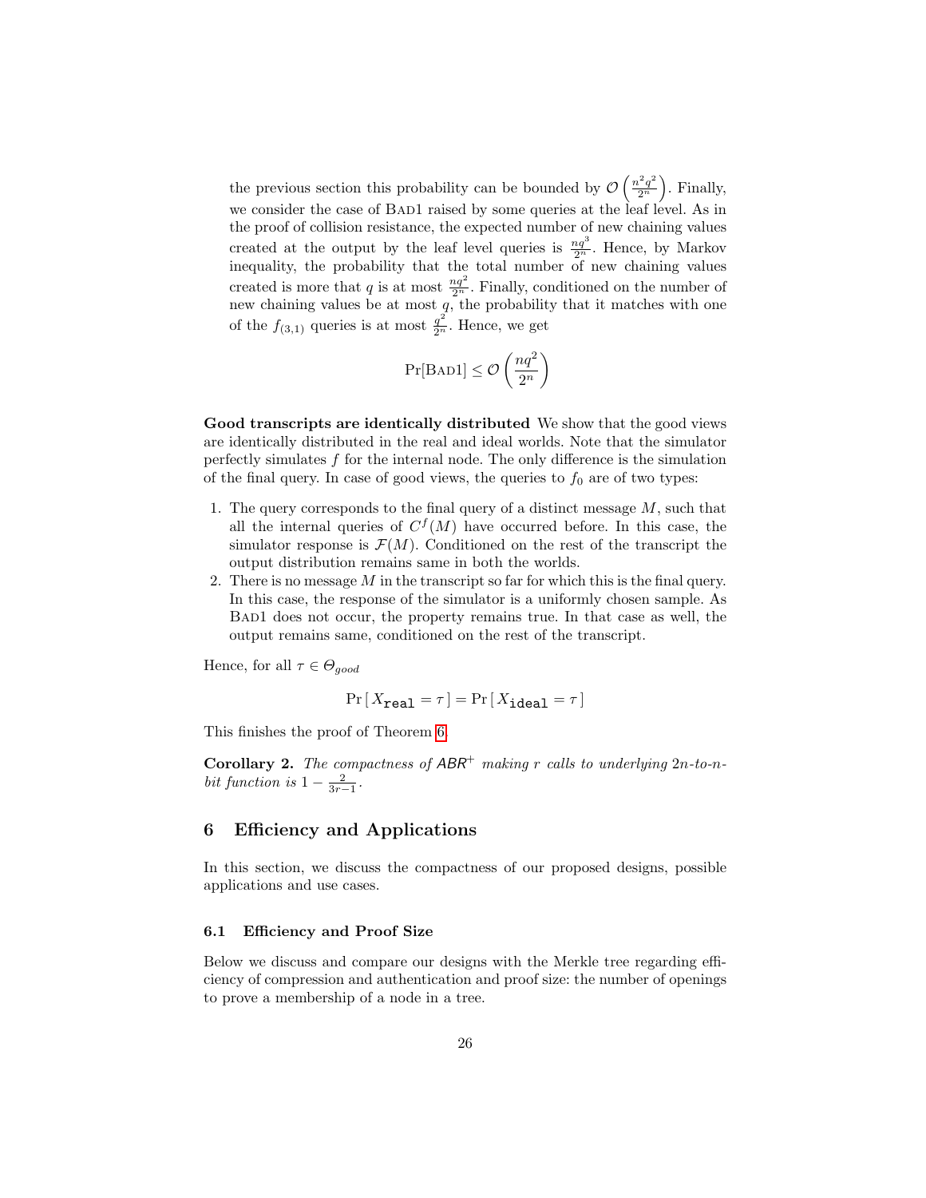the previous section this probability can be bounded by $\mathcal{O}\left(\frac{n^2q^2}{2^n}\right)$. Finally, we consider the case of Bad1 raised by some queries at the leaf level. As in the proof of collision resistance, the expected number of new chaining values created at the output by the leaf level queries is $\frac{nq^3}{2^n}$. Hence, by Markov inequality, the probability that the total number of new chaining values created is more that $q$ is at most $\frac{nq^2}{2^n}$. Finally, conditioned on the number of new chaining values be at most $q$, the probability that it matches with one of the $f_{(3,1)}$ queries is at most $\frac{q^2}{2^n}$. Hence, we get

$$\Pr[\text{Bad1}] \leq \mathcal{O}\left(\frac{nq^2}{2^n}\right)$$

**Good transcripts are identically distributed** We show that the good views are identically distributed in the real and ideal worlds. Note that the simulator perfectly simulates $f$ for the internal node. The only difference is the simulation of the final query. In case of good views, the queries to $f_0$ are of two types:

1. The query corresponds to the final query of a distinct message $M$, such that all the internal queries of $C^f(M)$ have occurred before. In this case, the simulator response is $\mathcal{F}(M)$. Conditioned on the rest of the transcript the output distribution remains same in both the worlds.
2. There is no message $M$ in the transcript so far for which this is the final query. In this case, the response of the simulator is a uniformly chosen sample. As Bad1 does not occur, the property remains true. In that case as well, the output remains same, conditioned on the rest of the transcript.

Hence, for all $\tau \in \Theta_{good}$

$$\Pr\left[\, X_{\texttt{real}} = \tau \,\right] = \Pr\left[\, X_{\texttt{ideal}} = \tau \,\right]$$

This finishes the proof of Theorem 6.

**Corollary 2.** *The compactness of* $\mathsf{ABR}^+$ *making* $r$ *calls to underlying* $2n$*-to-*$n$*-bit function is* $1 - \frac{2}{3r-1}$.

## 6 Efficiency and Applications

In this section, we discuss the compactness of our proposed designs, possible applications and use cases.

### 6.1 Efficiency and Proof Size

Below we discuss and compare our designs with the Merkle tree regarding efficiency of compression and authentication and proof size: the number of openings to prove a membership of a node in a tree.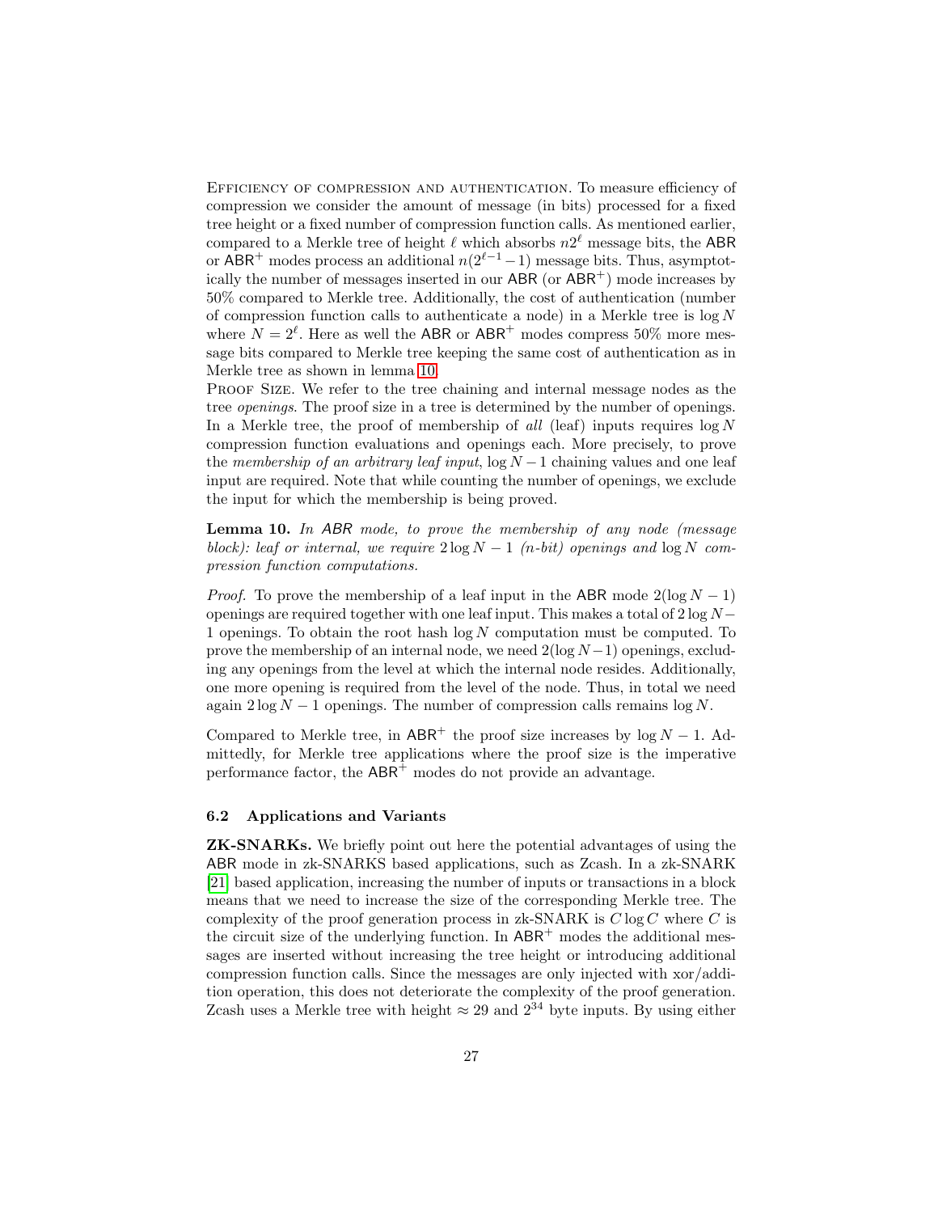Efficiency of compression and authentication. To measure efficiency of compression we consider the amount of message (in bits) processed for a fixed tree height or a fixed number of compression function calls. As mentioned earlier, compared to a Merkle tree of height $\ell$ which absorbs $n2^\ell$ message bits, the ABR or ABR$^+$ modes process an additional $n(2^{\ell-1}-1)$ message bits. Thus, asymptotically the number of messages inserted in our ABR (or ABR$^+$) mode increases by 50% compared to Merkle tree. Additionally, the cost of authentication (number of compression function calls to authenticate a node) in a Merkle tree is $\log N$ where $N = 2^\ell$. Here as well the ABR or ABR$^+$ modes compress 50% more message bits compared to Merkle tree keeping the same cost of authentication as in Merkle tree as shown in lemma 10.

Proof Size. We refer to the tree chaining and internal message nodes as the tree *openings*. The proof size in a tree is determined by the number of openings. In a Merkle tree, the proof of membership of *all* (leaf) inputs requires $\log N$ compression function evaluations and openings each. More precisely, to prove the *membership of an arbitrary leaf input*, $\log N - 1$ chaining values and one leaf input are required. Note that while counting the number of openings, we exclude the input for which the membership is being proved.

**Lemma 10.** *In ABR mode, to prove the membership of any node (message block): leaf or internal, we require $2\log N - 1$ ($n$-bit) openings and $\log N$ compression function computations.*

*Proof.* To prove the membership of a leaf input in the ABR mode $2(\log N - 1)$ openings are required together with one leaf input. This makes a total of $2\log N - 1$ openings. To obtain the root hash $\log N$ computation must be computed. To prove the membership of an internal node, we need $2(\log N - 1)$ openings, excluding any openings from the level at which the internal node resides. Additionally, one more opening is required from the level of the node. Thus, in total we need again $2\log N - 1$ openings. The number of compression calls remains $\log N$.

Compared to Merkle tree, in ABR$^+$ the proof size increases by $\log N - 1$. Admittedly, for Merkle tree applications where the proof size is the imperative performance factor, the ABR$^+$ modes do not provide an advantage.

### 6.2 Applications and Variants

**ZK-SNARKs.** We briefly point out here the potential advantages of using the ABR mode in zk-SNARKS based applications, such as Zcash. In a zk-SNARK [21] based application, increasing the number of inputs or transactions in a block means that we need to increase the size of the corresponding Merkle tree. The complexity of the proof generation process in zk-SNARK is $C \log C$ where $C$ is the circuit size of the underlying function. In ABR$^+$ modes the additional messages are inserted without increasing the tree height or introducing additional compression function calls. Since the messages are only injected with xor/addition operation, this does not deteriorate the complexity of the proof generation. Zcash uses a Merkle tree with height $\approx 29$ and $2^{34}$ byte inputs. By using either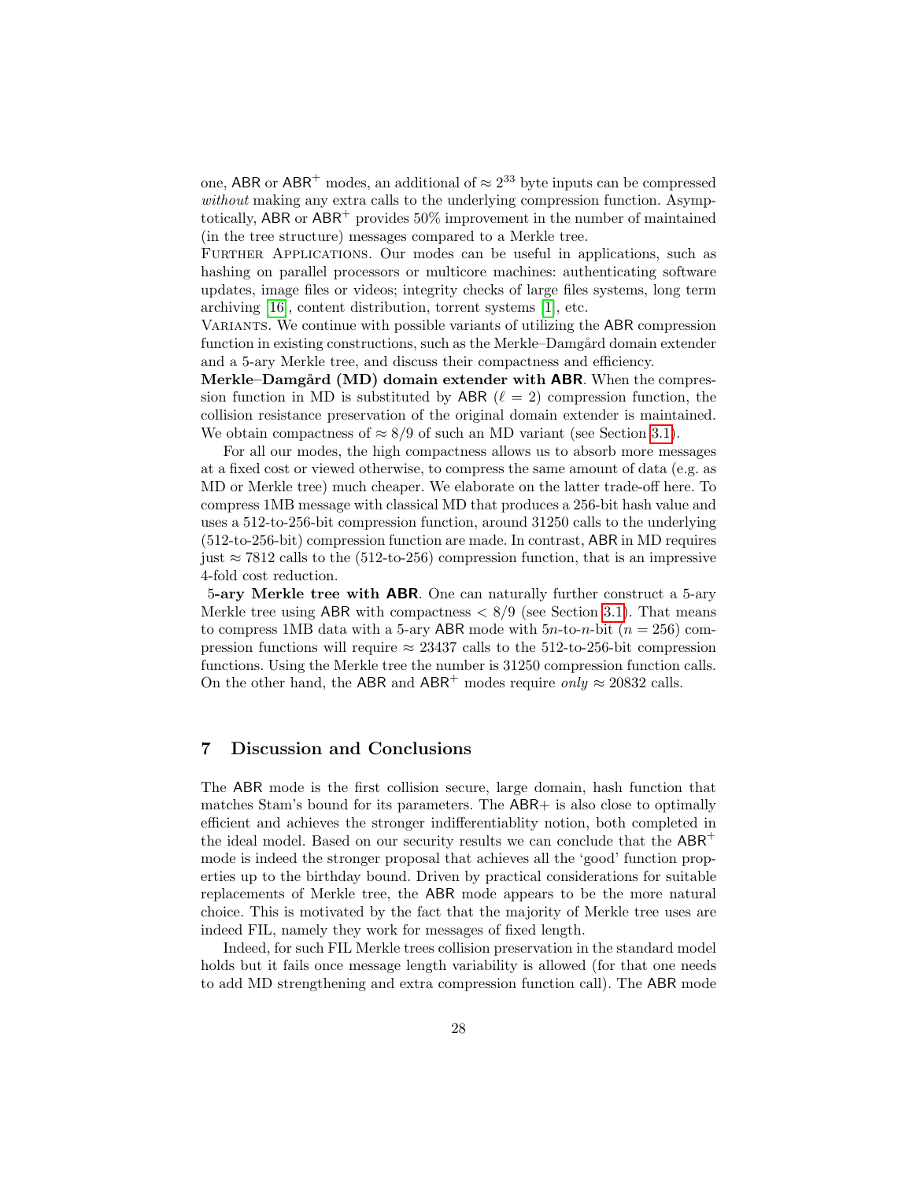one, ABR or ABR$^+$ modes, an additional of $\approx 2^{33}$ byte inputs can be compressed *without* making any extra calls to the underlying compression function. Asymptotically, ABR or ABR$^+$ provides 50% improvement in the number of maintained (in the tree structure) messages compared to a Merkle tree.

Further Applications. Our modes can be useful in applications, such as hashing on parallel processors or multicore machines: authenticating software updates, image files or videos; integrity checks of large files systems, long term archiving [16], content distribution, torrent systems [1], etc.

Variants. We continue with possible variants of utilizing the ABR compression function in existing constructions, such as the Merkle–Damgård domain extender and a 5-ary Merkle tree, and discuss their compactness and efficiency.

**Merkle–Damgård (MD) domain extender with ABR**. When the compression function in MD is substituted by ABR ($\ell = 2$) compression function, the collision resistance preservation of the original domain extender is maintained. We obtain compactness of $\approx 8/9$ of such an MD variant (see Section 3.1).

For all our modes, the high compactness allows us to absorb more messages at a fixed cost or viewed otherwise, to compress the same amount of data (e.g. as MD or Merkle tree) much cheaper. We elaborate on the latter trade-off here. To compress 1MB message with classical MD that produces a 256-bit hash value and uses a 512-to-256-bit compression function, around 31250 calls to the underlying (512-to-256-bit) compression function are made. In contrast, ABR in MD requires just $\approx 7812$ calls to the (512-to-256) compression function, that is an impressive 4-fold cost reduction.

**5-ary Merkle tree with ABR**. One can naturally further construct a 5-ary Merkle tree using ABR with compactness $< 8/9$ (see Section 3.1). That means to compress 1MB data with a 5-ary ABR mode with $5n$-to-$n$-bit ($n = 256$) compression functions will require $\approx 23437$ calls to the 512-to-256-bit compression functions. Using the Merkle tree the number is 31250 compression function calls. On the other hand, the ABR and ABR$^+$ modes require *only* $\approx 20832$ calls.

## 7 Discussion and Conclusions

The ABR mode is the first collision secure, large domain, hash function that matches Stam's bound for its parameters. The ABR+ is also close to optimally efficient and achieves the stronger indifferentiablity notion, both completed in the ideal model. Based on our security results we can conclude that the ABR$^+$ mode is indeed the stronger proposal that achieves all the 'good' function properties up to the birthday bound. Driven by practical considerations for suitable replacements of Merkle tree, the ABR mode appears to be the more natural choice. This is motivated by the fact that the majority of Merkle tree uses are indeed FIL, namely they work for messages of fixed length.

Indeed, for such FIL Merkle trees collision preservation in the standard model holds but it fails once message length variability is allowed (for that one needs to add MD strengthening and extra compression function call). The ABR mode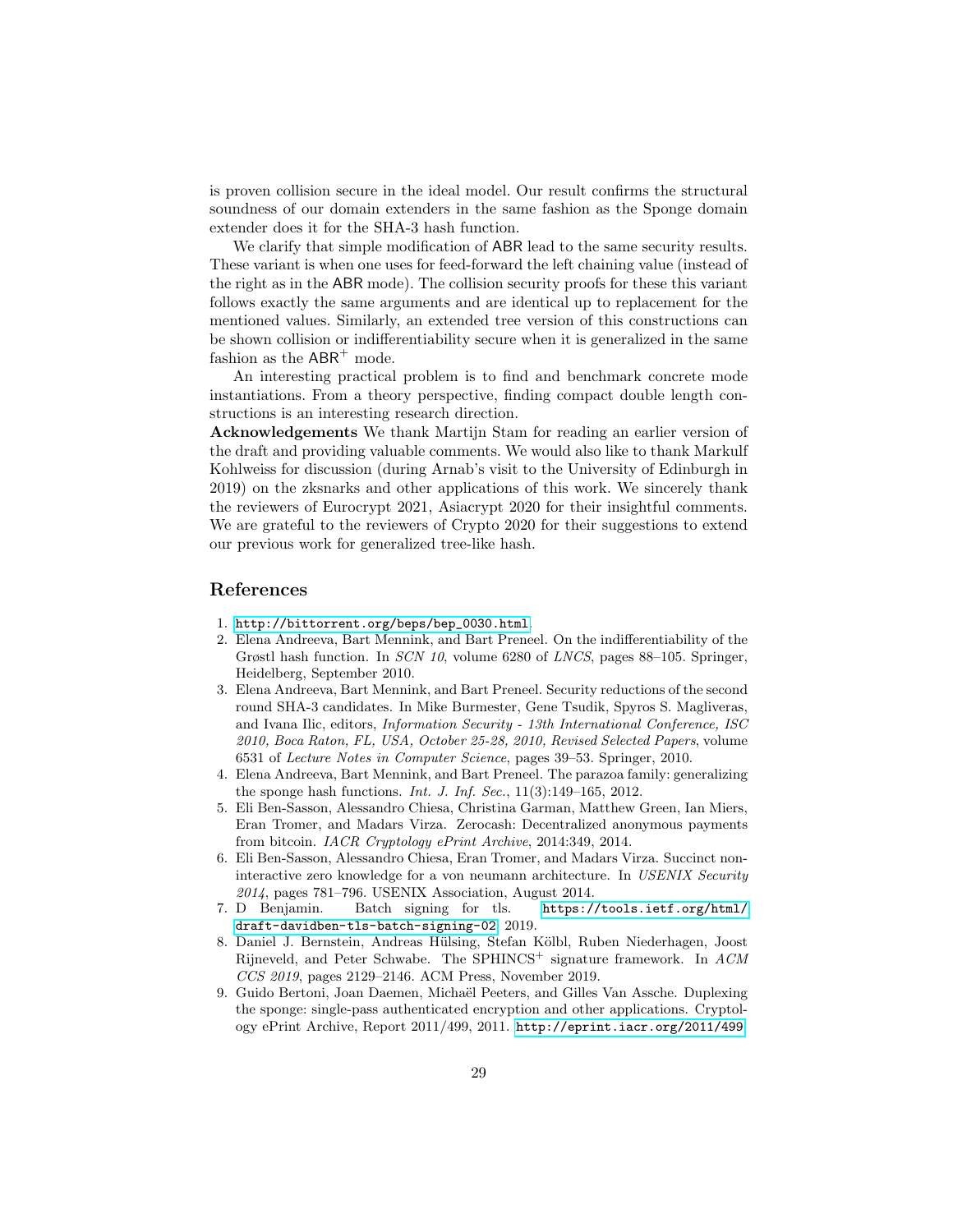is proven collision secure in the ideal model. Our result confirms the structural soundness of our domain extenders in the same fashion as the Sponge domain extender does it for the SHA-3 hash function.

We clarify that simple modification of ABR lead to the same security results. These variant is when one uses for feed-forward the left chaining value (instead of the right as in the ABR mode). The collision security proofs for these this variant follows exactly the same arguments and are identical up to replacement for the mentioned values. Similarly, an extended tree version of this constructions can be shown collision or indifferentiability secure when it is generalized in the same fashion as the $\mathsf{ABR}^+$ mode.

An interesting practical problem is to find and benchmark concrete mode instantiations. From a theory perspective, finding compact double length constructions is an interesting research direction.

**Acknowledgements** We thank Martijn Stam for reading an earlier version of the draft and providing valuable comments. We would also like to thank Markulf Kohlweiss for discussion (during Arnab's visit to the University of Edinburgh in 2019) on the zksnarks and other applications of this work. We sincerely thank the reviewers of Eurocrypt 2021, Asiacrypt 2020 for their insightful comments. We are grateful to the reviewers of Crypto 2020 for their suggestions to extend our previous work for generalized tree-like hash.

## References

1. http://bittorrent.org/beps/bep_0030.html.
2. Elena Andreeva, Bart Mennink, and Bart Preneel. On the indifferentiability of the Grøstl hash function. In *SCN 10*, volume 6280 of *LNCS*, pages 88–105. Springer, Heidelberg, September 2010.
3. Elena Andreeva, Bart Mennink, and Bart Preneel. Security reductions of the second round SHA-3 candidates. In Mike Burmester, Gene Tsudik, Spyros S. Magliveras, and Ivana Ilic, editors, *Information Security - 13th International Conference, ISC 2010, Boca Raton, FL, USA, October 25-28, 2010, Revised Selected Papers*, volume 6531 of *Lecture Notes in Computer Science*, pages 39–53. Springer, 2010.
4. Elena Andreeva, Bart Mennink, and Bart Preneel. The parazoa family: generalizing the sponge hash functions. *Int. J. Inf. Sec.*, 11(3):149–165, 2012.
5. Eli Ben-Sasson, Alessandro Chiesa, Christina Garman, Matthew Green, Ian Miers, Eran Tromer, and Madars Virza. Zerocash: Decentralized anonymous payments from bitcoin. *IACR Cryptology ePrint Archive*, 2014:349, 2014.
6. Eli Ben-Sasson, Alessandro Chiesa, Eran Tromer, and Madars Virza. Succinct non-interactive zero knowledge for a von neumann architecture. In *USENIX Security 2014*, pages 781–796. USENIX Association, August 2014.
7. D Benjamin. Batch signing for tls. https://tools.ietf.org/html/draft-davidben-tls-batch-signing-02, 2019.
8. Daniel J. Bernstein, Andreas Hülsing, Stefan Kölbl, Ruben Niederhagen, Joost Rijneveld, and Peter Schwabe. The SPHINCS$^+$ signature framework. In *ACM CCS 2019*, pages 2129–2146. ACM Press, November 2019.
9. Guido Bertoni, Joan Daemen, Michaël Peeters, and Gilles Van Assche. Duplexing the sponge: single-pass authenticated encryption and other applications. Cryptology ePrint Archive, Report 2011/499, 2011. http://eprint.iacr.org/2011/499.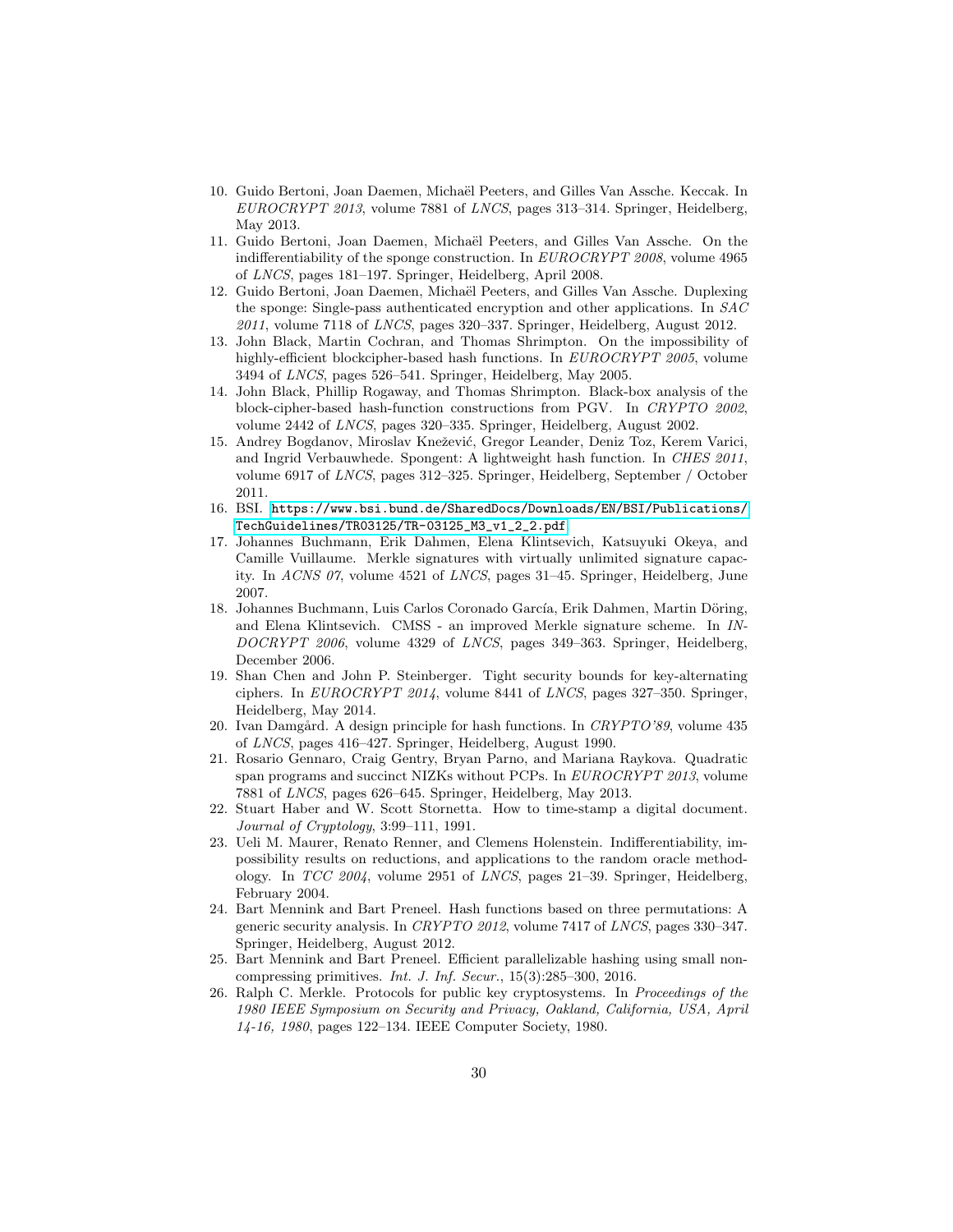10. Guido Bertoni, Joan Daemen, Michaël Peeters, and Gilles Van Assche. Keccak. In *EUROCRYPT 2013*, volume 7881 of *LNCS*, pages 313–314. Springer, Heidelberg, May 2013.
11. Guido Bertoni, Joan Daemen, Michaël Peeters, and Gilles Van Assche. On the indifferentiability of the sponge construction. In *EUROCRYPT 2008*, volume 4965 of *LNCS*, pages 181–197. Springer, Heidelberg, April 2008.
12. Guido Bertoni, Joan Daemen, Michaël Peeters, and Gilles Van Assche. Duplexing the sponge: Single-pass authenticated encryption and other applications. In *SAC 2011*, volume 7118 of *LNCS*, pages 320–337. Springer, Heidelberg, August 2012.
13. John Black, Martin Cochran, and Thomas Shrimpton. On the impossibility of highly-efficient blockcipher-based hash functions. In *EUROCRYPT 2005*, volume 3494 of *LNCS*, pages 526–541. Springer, Heidelberg, May 2005.
14. John Black, Phillip Rogaway, and Thomas Shrimpton. Black-box analysis of the block-cipher-based hash-function constructions from PGV. In *CRYPTO 2002*, volume 2442 of *LNCS*, pages 320–335. Springer, Heidelberg, August 2002.
15. Andrey Bogdanov, Miroslav Knežević, Gregor Leander, Deniz Toz, Kerem Varici, and Ingrid Verbauwhede. Spongent: A lightweight hash function. In *CHES 2011*, volume 6917 of *LNCS*, pages 312–325. Springer, Heidelberg, September / October 2011.
16. BSI. https://www.bsi.bund.de/SharedDocs/Downloads/EN/BSI/Publications/TechGuidelines/TR03125/TR-03125_M3_v1_2_2.pdf
17. Johannes Buchmann, Erik Dahmen, Elena Klintsevich, Katsuyuki Okeya, and Camille Vuillaume. Merkle signatures with virtually unlimited signature capacity. In *ACNS 07*, volume 4521 of *LNCS*, pages 31–45. Springer, Heidelberg, June 2007.
18. Johannes Buchmann, Luis Carlos Coronado García, Erik Dahmen, Martin Döring, and Elena Klintsevich. CMSS - an improved Merkle signature scheme. In *INDOCRYPT 2006*, volume 4329 of *LNCS*, pages 349–363. Springer, Heidelberg, December 2006.
19. Shan Chen and John P. Steinberger. Tight security bounds for key-alternating ciphers. In *EUROCRYPT 2014*, volume 8441 of *LNCS*, pages 327–350. Springer, Heidelberg, May 2014.
20. Ivan Damgård. A design principle for hash functions. In *CRYPTO'89*, volume 435 of *LNCS*, pages 416–427. Springer, Heidelberg, August 1990.
21. Rosario Gennaro, Craig Gentry, Bryan Parno, and Mariana Raykova. Quadratic span programs and succinct NIZKs without PCPs. In *EUROCRYPT 2013*, volume 7881 of *LNCS*, pages 626–645. Springer, Heidelberg, May 2013.
22. Stuart Haber and W. Scott Stornetta. How to time-stamp a digital document. *Journal of Cryptology*, 3:99–111, 1991.
23. Ueli M. Maurer, Renato Renner, and Clemens Holenstein. Indifferentiability, impossibility results on reductions, and applications to the random oracle methodology. In *TCC 2004*, volume 2951 of *LNCS*, pages 21–39. Springer, Heidelberg, February 2004.
24. Bart Mennink and Bart Preneel. Hash functions based on three permutations: A generic security analysis. In *CRYPTO 2012*, volume 7417 of *LNCS*, pages 330–347. Springer, Heidelberg, August 2012.
25. Bart Mennink and Bart Preneel. Efficient parallelizable hashing using small non-compressing primitives. *Int. J. Inf. Secur.*, 15(3):285–300, 2016.
26. Ralph C. Merkle. Protocols for public key cryptosystems. In *Proceedings of the 1980 IEEE Symposium on Security and Privacy, Oakland, California, USA, April 14-16, 1980*, pages 122–134. IEEE Computer Society, 1980.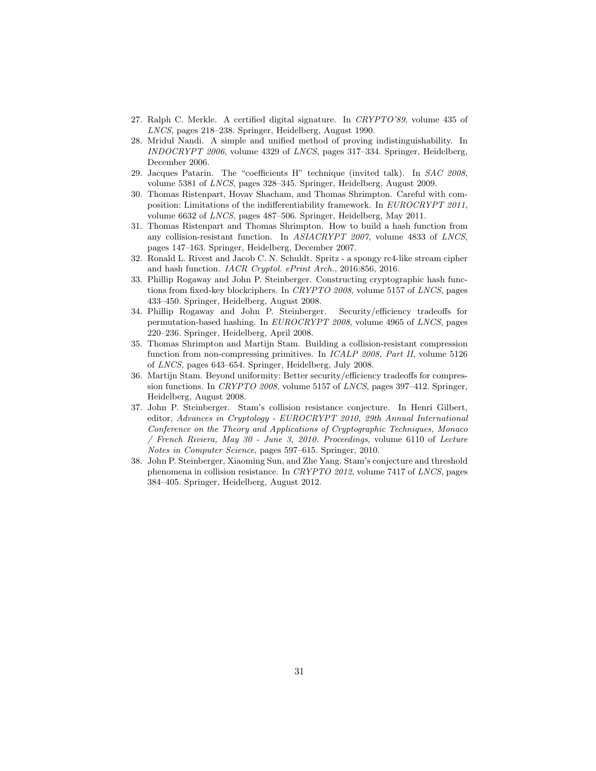27. Ralph C. Merkle. A certified digital signature. In *CRYPTO'89*, volume 435 of *LNCS*, pages 218–238. Springer, Heidelberg, August 1990.
28. Mridul Nandi. A simple and unified method of proving indistinguishability. In *INDOCRYPT 2006*, volume 4329 of *LNCS*, pages 317–334. Springer, Heidelberg, December 2006.
29. Jacques Patarin. The "coefficients H" technique (invited talk). In *SAC 2008*, volume 5381 of *LNCS*, pages 328–345. Springer, Heidelberg, August 2009.
30. Thomas Ristenpart, Hovav Shacham, and Thomas Shrimpton. Careful with composition: Limitations of the indifferentiability framework. In *EUROCRYPT 2011*, volume 6632 of *LNCS*, pages 487–506. Springer, Heidelberg, May 2011.
31. Thomas Ristenpart and Thomas Shrimpton. How to build a hash function from any collision-resistant function. In *ASIACRYPT 2007*, volume 4833 of *LNCS*, pages 147–163. Springer, Heidelberg, December 2007.
32. Ronald L. Rivest and Jacob C. N. Schuldt. Spritz - a spongy rc4-like stream cipher and hash function. *IACR Cryptol. ePrint Arch.*, 2016:856, 2016.
33. Phillip Rogaway and John P. Steinberger. Constructing cryptographic hash functions from fixed-key blockciphers. In *CRYPTO 2008*, volume 5157 of *LNCS*, pages 433–450. Springer, Heidelberg, August 2008.
34. Phillip Rogaway and John P. Steinberger. Security/efficiency tradeoffs for permutation-based hashing. In *EUROCRYPT 2008*, volume 4965 of *LNCS*, pages 220–236. Springer, Heidelberg, April 2008.
35. Thomas Shrimpton and Martijn Stam. Building a collision-resistant compression function from non-compressing primitives. In *ICALP 2008, Part II*, volume 5126 of *LNCS*, pages 643–654. Springer, Heidelberg, July 2008.
36. Martijn Stam. Beyond uniformity: Better security/efficiency tradeoffs for compression functions. In *CRYPTO 2008*, volume 5157 of *LNCS*, pages 397–412. Springer, Heidelberg, August 2008.
37. John P. Steinberger. Stam's collision resistance conjecture. In Henri Gilbert, editor, *Advances in Cryptology - EUROCRYPT 2010, 29th Annual International Conference on the Theory and Applications of Cryptographic Techniques, Monaco / French Riviera, May 30 - June 3, 2010. Proceedings*, volume 6110 of *Lecture Notes in Computer Science*, pages 597–615. Springer, 2010.
38. John P. Steinberger, Xiaoming Sun, and Zhe Yang. Stam's conjecture and threshold phenomena in collision resistance. In *CRYPTO 2012*, volume 7417 of *LNCS*, pages 384–405. Springer, Heidelberg, August 2012.